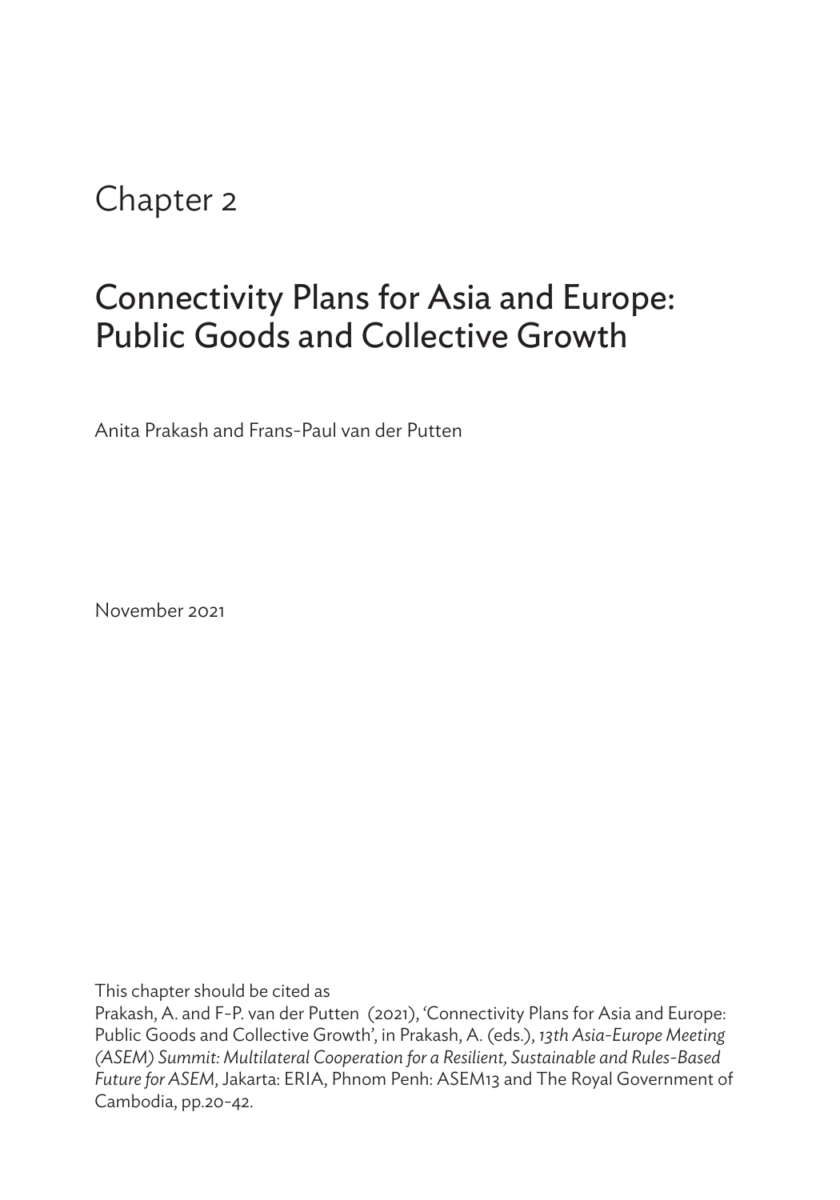# Chapter 2

# Connectivity Plans for Asia and Europe: Public Goods and Collective Growth

Anita Prakash and Frans-Paul van der Putten

November 2021

This chapter should be cited as

Prakash, A. and F-P. van der Putten (2021), 'Connectivity Plans for Asia and Europe: Public Goods and Collective Growth', in Prakash, A. (eds.), *13th Asia-Europe Meeting (ASEM) Summit: Multilateral Cooperation for a Resilient, Sustainable and Rules-Based Future for ASEM*, Jakarta: ERIA, Phnom Penh: ASEM13 and The Royal Government of Cambodia, pp.20-42.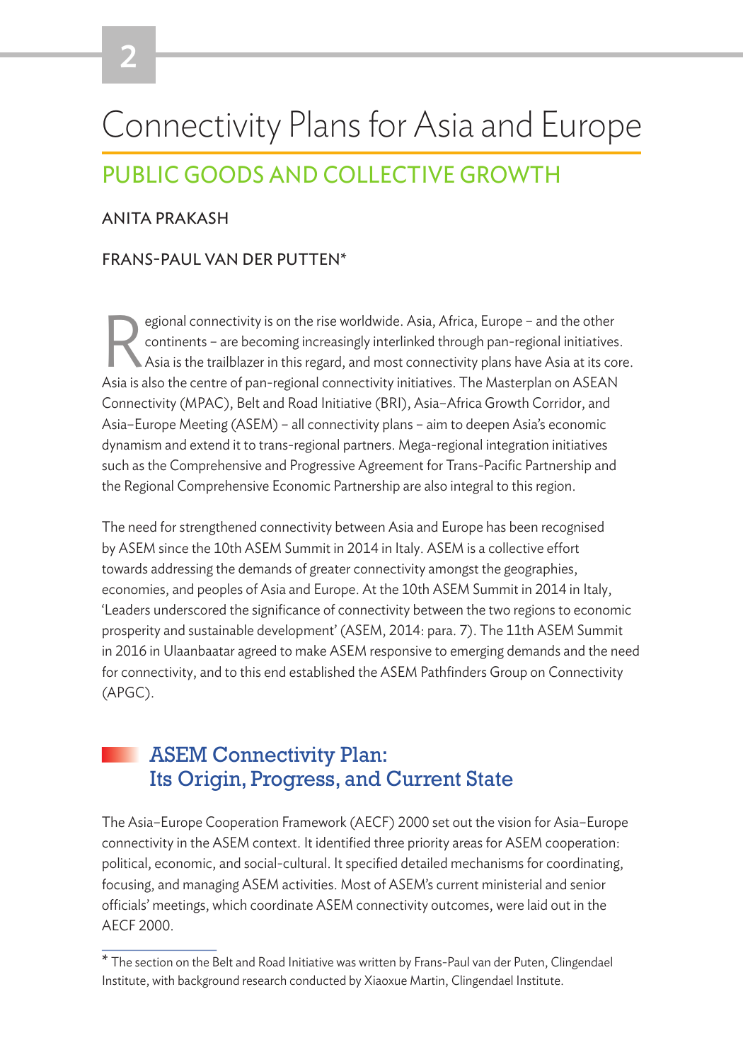# 2

# Connectivity Plans for Asia and Europe

## PUBLIC GOODS AND COLLECTIVE GROWTH

ANITA PRAKASH

FRANS-PAUL VAN DER PUTTEN*

Regional connectivity is on the rise worldwide. Asia, Africa, Europe – and the other continents – are becoming increasingly interlinked through pan-regional initiatives. Asia is the trailblazer in this regard, and most connectivity plans have Asia at its core. Asia is also the centre of pan-regional connectivity initiatives. The Masterplan on ASEAN Connectivity (MPAC), Belt and Road Initiative (BRI), Asia–Africa Growth Corridor, and Asia–Europe Meeting (ASEM) – all connectivity plans – aim to deepen Asia's economic dynamism and extend it to trans-regional partners. Mega-regional integration initiatives such as the Comprehensive and Progressive Agreement for Trans-Pacific Partnership and the Regional Comprehensive Economic Partnership are also integral to this region.

The need for strengthened connectivity between Asia and Europe has been recognised by ASEM since the 10th ASEM Summit in 2014 in Italy. ASEM is a collective effort towards addressing the demands of greater connectivity amongst the geographies, economies, and peoples of Asia and Europe. At the 10th ASEM Summit in 2014 in Italy, 'Leaders underscored the significance of connectivity between the two regions to economic prosperity and sustainable development' (ASEM, 2014: para. 7). The 11th ASEM Summit in 2016 in Ulaanbaatar agreed to make ASEM responsive to emerging demands and the need for connectivity, and to this end established the ASEM Pathfinders Group on Connectivity (APGC).

### ASEM Connectivity Plan: Its Origin, Progress, and Current State

The Asia–Europe Cooperation Framework (AECF) 2000 set out the vision for Asia–Europe connectivity in the ASEM context. It identified three priority areas for ASEM cooperation: political, economic, and social-cultural. It specified detailed mechanisms for coordinating, focusing, and managing ASEM activities. Most of ASEM's current ministerial and senior officials' meetings, which coordinate ASEM connectivity outcomes, were laid out in the AECF 2000.

---

* The section on the Belt and Road Initiative was written by Frans-Paul van der Puten, Clingendael Institute, with background research conducted by Xiaoxue Martin, Clingendael Institute.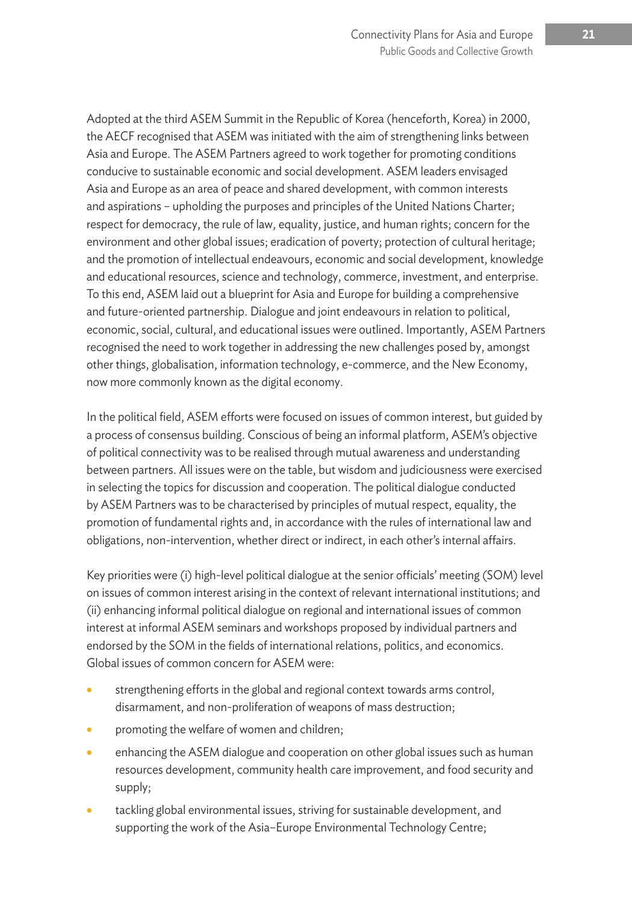Adopted at the third ASEM Summit in the Republic of Korea (henceforth, Korea) in 2000, the AECF recognised that ASEM was initiated with the aim of strengthening links between Asia and Europe. The ASEM Partners agreed to work together for promoting conditions conducive to sustainable economic and social development. ASEM leaders envisaged Asia and Europe as an area of peace and shared development, with common interests and aspirations – upholding the purposes and principles of the United Nations Charter; respect for democracy, the rule of law, equality, justice, and human rights; concern for the environment and other global issues; eradication of poverty; protection of cultural heritage; and the promotion of intellectual endeavours, economic and social development, knowledge and educational resources, science and technology, commerce, investment, and enterprise. To this end, ASEM laid out a blueprint for Asia and Europe for building a comprehensive and future-oriented partnership. Dialogue and joint endeavours in relation to political, economic, social, cultural, and educational issues were outlined. Importantly, ASEM Partners recognised the need to work together in addressing the new challenges posed by, amongst other things, globalisation, information technology, e-commerce, and the New Economy, now more commonly known as the digital economy.

In the political field, ASEM efforts were focused on issues of common interest, but guided by a process of consensus building. Conscious of being an informal platform, ASEM's objective of political connectivity was to be realised through mutual awareness and understanding between partners. All issues were on the table, but wisdom and judiciousness were exercised in selecting the topics for discussion and cooperation. The political dialogue conducted by ASEM Partners was to be characterised by principles of mutual respect, equality, the promotion of fundamental rights and, in accordance with the rules of international law and obligations, non-intervention, whether direct or indirect, in each other's internal affairs.

Key priorities were (i) high-level political dialogue at the senior officials' meeting (SOM) level on issues of common interest arising in the context of relevant international institutions; and (ii) enhancing informal political dialogue on regional and international issues of common interest at informal ASEM seminars and workshops proposed by individual partners and endorsed by the SOM in the fields of international relations, politics, and economics. Global issues of common concern for ASEM were:

- strengthening efforts in the global and regional context towards arms control, disarmament, and non-proliferation of weapons of mass destruction;
- promoting the welfare of women and children;
- enhancing the ASEM dialogue and cooperation on other global issues such as human resources development, community health care improvement, and food security and supply;
- tackling global environmental issues, striving for sustainable development, and supporting the work of the Asia–Europe Environmental Technology Centre;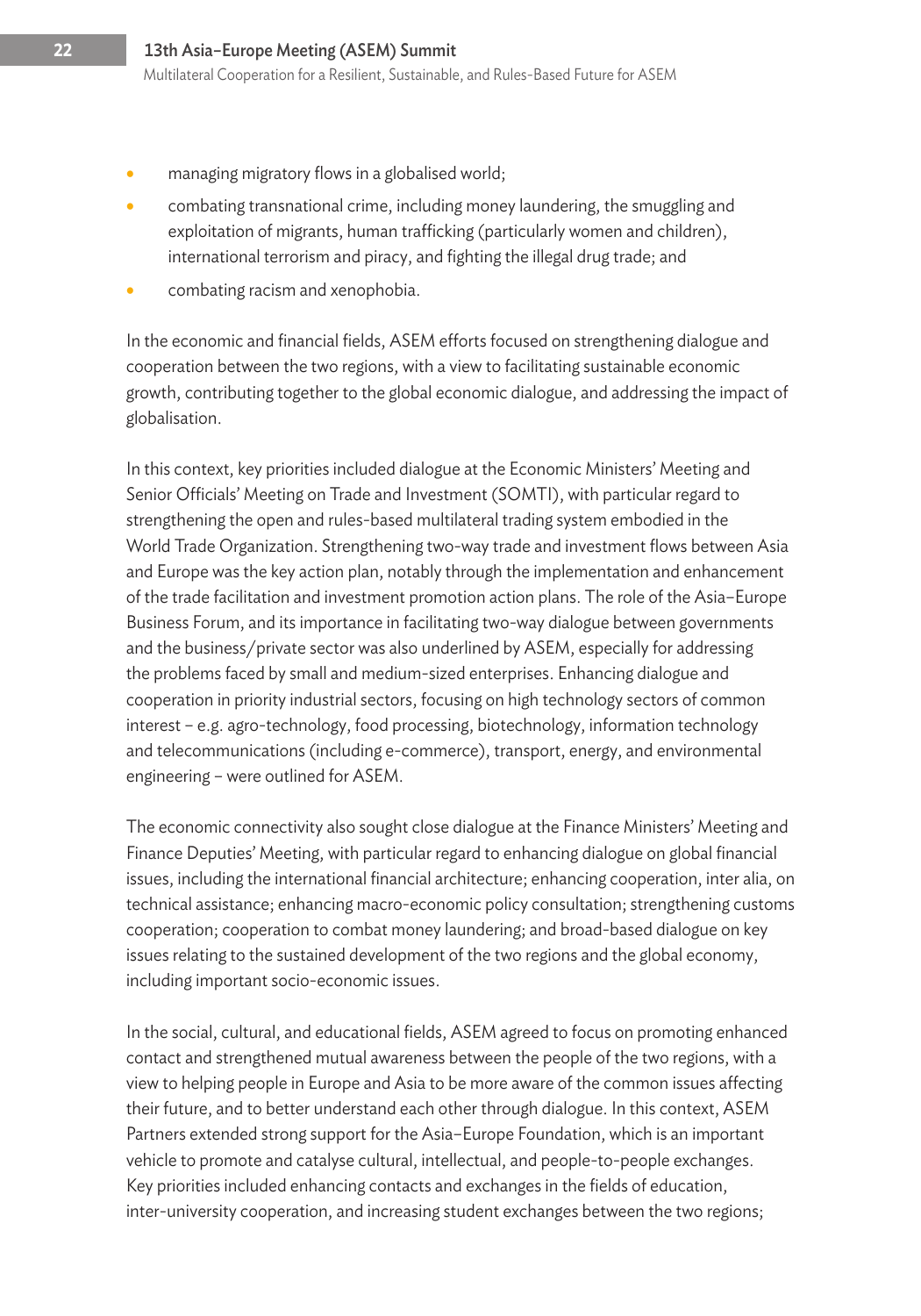- managing migratory flows in a globalised world;
- combating transnational crime, including money laundering, the smuggling and exploitation of migrants, human trafficking (particularly women and children), international terrorism and piracy, and fighting the illegal drug trade; and
- combating racism and xenophobia.

In the economic and financial fields, ASEM efforts focused on strengthening dialogue and cooperation between the two regions, with a view to facilitating sustainable economic growth, contributing together to the global economic dialogue, and addressing the impact of globalisation.

In this context, key priorities included dialogue at the Economic Ministers' Meeting and Senior Officials' Meeting on Trade and Investment (SOMTI), with particular regard to strengthening the open and rules-based multilateral trading system embodied in the World Trade Organization. Strengthening two-way trade and investment flows between Asia and Europe was the key action plan, notably through the implementation and enhancement of the trade facilitation and investment promotion action plans. The role of the Asia–Europe Business Forum, and its importance in facilitating two-way dialogue between governments and the business/private sector was also underlined by ASEM, especially for addressing the problems faced by small and medium-sized enterprises. Enhancing dialogue and cooperation in priority industrial sectors, focusing on high technology sectors of common interest – e.g. agro-technology, food processing, biotechnology, information technology and telecommunications (including e-commerce), transport, energy, and environmental engineering – were outlined for ASEM.

The economic connectivity also sought close dialogue at the Finance Ministers' Meeting and Finance Deputies' Meeting, with particular regard to enhancing dialogue on global financial issues, including the international financial architecture; enhancing cooperation, inter alia, on technical assistance; enhancing macro-economic policy consultation; strengthening customs cooperation; cooperation to combat money laundering; and broad-based dialogue on key issues relating to the sustained development of the two regions and the global economy, including important socio-economic issues.

In the social, cultural, and educational fields, ASEM agreed to focus on promoting enhanced contact and strengthened mutual awareness between the people of the two regions, with a view to helping people in Europe and Asia to be more aware of the common issues affecting their future, and to better understand each other through dialogue. In this context, ASEM Partners extended strong support for the Asia–Europe Foundation, which is an important vehicle to promote and catalyse cultural, intellectual, and people-to-people exchanges. Key priorities included enhancing contacts and exchanges in the fields of education, inter-university cooperation, and increasing student exchanges between the two regions;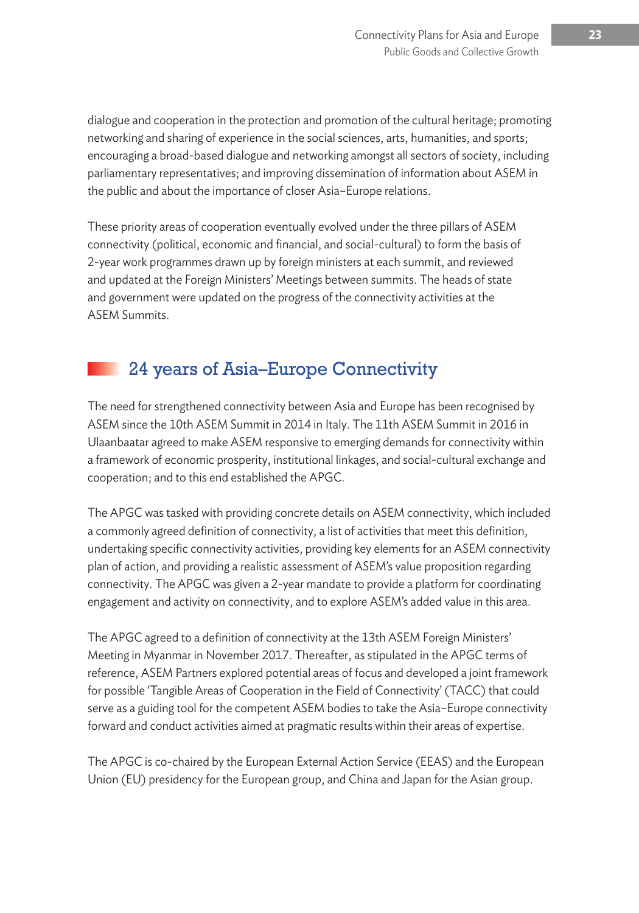dialogue and cooperation in the protection and promotion of the cultural heritage; promoting networking and sharing of experience in the social sciences, arts, humanities, and sports; encouraging a broad-based dialogue and networking amongst all sectors of society, including parliamentary representatives; and improving dissemination of information about ASEM in the public and about the importance of closer Asia–Europe relations.

These priority areas of cooperation eventually evolved under the three pillars of ASEM connectivity (political, economic and financial, and social-cultural) to form the basis of 2-year work programmes drawn up by foreign ministers at each summit, and reviewed and updated at the Foreign Ministers' Meetings between summits. The heads of state and government were updated on the progress of the connectivity activities at the ASEM Summits.

## 24 years of Asia–Europe Connectivity

The need for strengthened connectivity between Asia and Europe has been recognised by ASEM since the 10th ASEM Summit in 2014 in Italy. The 11th ASEM Summit in 2016 in Ulaanbaatar agreed to make ASEM responsive to emerging demands for connectivity within a framework of economic prosperity, institutional linkages, and social-cultural exchange and cooperation; and to this end established the APGC.

The APGC was tasked with providing concrete details on ASEM connectivity, which included a commonly agreed definition of connectivity, a list of activities that meet this definition, undertaking specific connectivity activities, providing key elements for an ASEM connectivity plan of action, and providing a realistic assessment of ASEM's value proposition regarding connectivity. The APGC was given a 2-year mandate to provide a platform for coordinating engagement and activity on connectivity, and to explore ASEM's added value in this area.

The APGC agreed to a definition of connectivity at the 13th ASEM Foreign Ministers' Meeting in Myanmar in November 2017. Thereafter, as stipulated in the APGC terms of reference, ASEM Partners explored potential areas of focus and developed a joint framework for possible 'Tangible Areas of Cooperation in the Field of Connectivity' (TACC) that could serve as a guiding tool for the competent ASEM bodies to take the Asia–Europe connectivity forward and conduct activities aimed at pragmatic results within their areas of expertise.

The APGC is co-chaired by the European External Action Service (EEAS) and the European Union (EU) presidency for the European group, and China and Japan for the Asian group.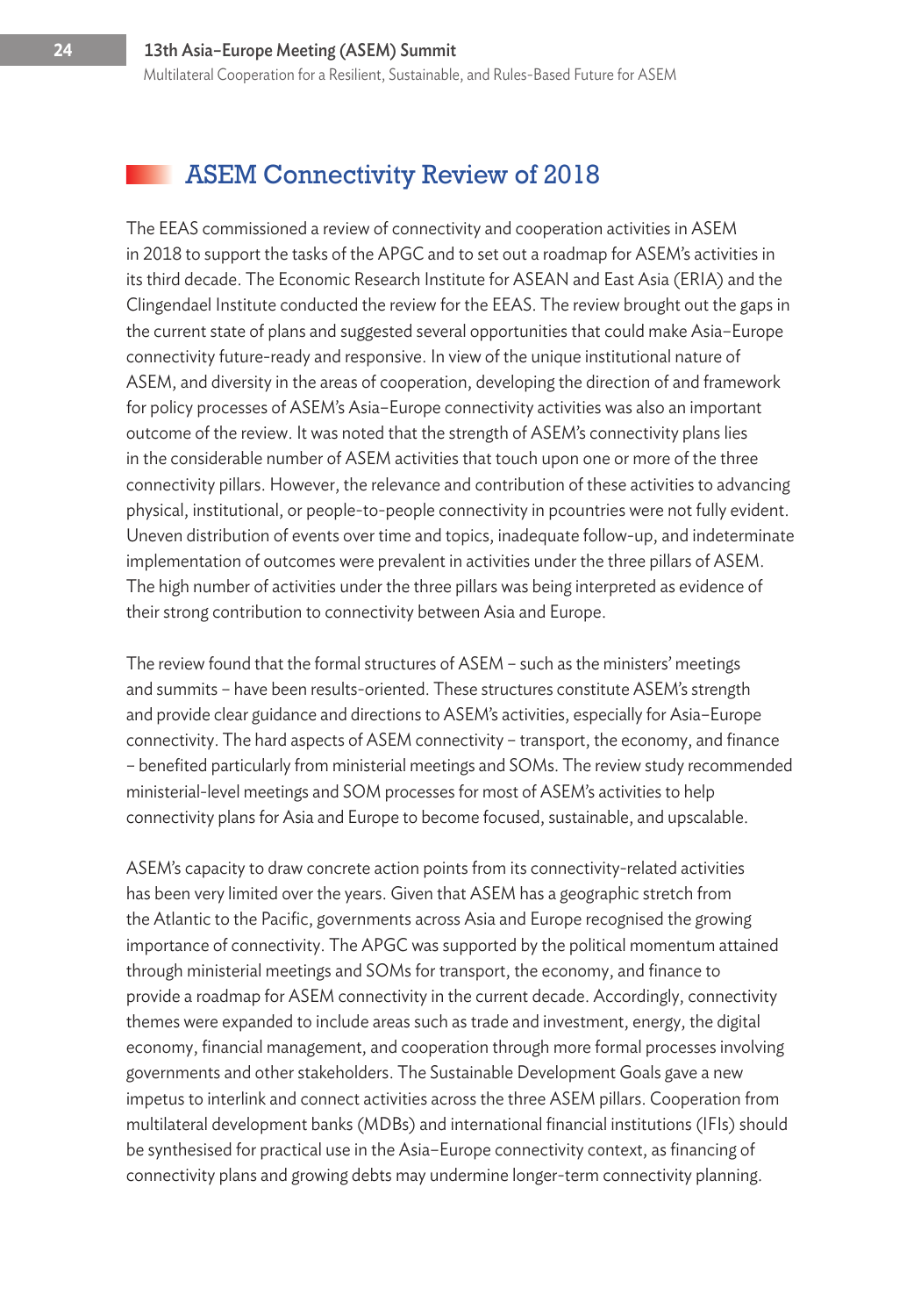## ASEM Connectivity Review of 2018

The EEAS commissioned a review of connectivity and cooperation activities in ASEM in 2018 to support the tasks of the APGC and to set out a roadmap for ASEM's activities in its third decade. The Economic Research Institute for ASEAN and East Asia (ERIA) and the Clingendael Institute conducted the review for the EEAS. The review brought out the gaps in the current state of plans and suggested several opportunities that could make Asia–Europe connectivity future-ready and responsive. In view of the unique institutional nature of ASEM, and diversity in the areas of cooperation, developing the direction of and framework for policy processes of ASEM's Asia–Europe connectivity activities was also an important outcome of the review. It was noted that the strength of ASEM's connectivity plans lies in the considerable number of ASEM activities that touch upon one or more of the three connectivity pillars. However, the relevance and contribution of these activities to advancing physical, institutional, or people-to-people connectivity in pcountries were not fully evident. Uneven distribution of events over time and topics, inadequate follow-up, and indeterminate implementation of outcomes were prevalent in activities under the three pillars of ASEM. The high number of activities under the three pillars was being interpreted as evidence of their strong contribution to connectivity between Asia and Europe.

The review found that the formal structures of ASEM – such as the ministers' meetings and summits – have been results-oriented. These structures constitute ASEM's strength and provide clear guidance and directions to ASEM's activities, especially for Asia–Europe connectivity. The hard aspects of ASEM connectivity – transport, the economy, and finance – benefited particularly from ministerial meetings and SOMs. The review study recommended ministerial-level meetings and SOM processes for most of ASEM's activities to help connectivity plans for Asia and Europe to become focused, sustainable, and upscalable.

ASEM's capacity to draw concrete action points from its connectivity-related activities has been very limited over the years. Given that ASEM has a geographic stretch from the Atlantic to the Pacific, governments across Asia and Europe recognised the growing importance of connectivity. The APGC was supported by the political momentum attained through ministerial meetings and SOMs for transport, the economy, and finance to provide a roadmap for ASEM connectivity in the current decade. Accordingly, connectivity themes were expanded to include areas such as trade and investment, energy, the digital economy, financial management, and cooperation through more formal processes involving governments and other stakeholders. The Sustainable Development Goals gave a new impetus to interlink and connect activities across the three ASEM pillars. Cooperation from multilateral development banks (MDBs) and international financial institutions (IFIs) should be synthesised for practical use in the Asia–Europe connectivity context, as financing of connectivity plans and growing debts may undermine longer-term connectivity planning.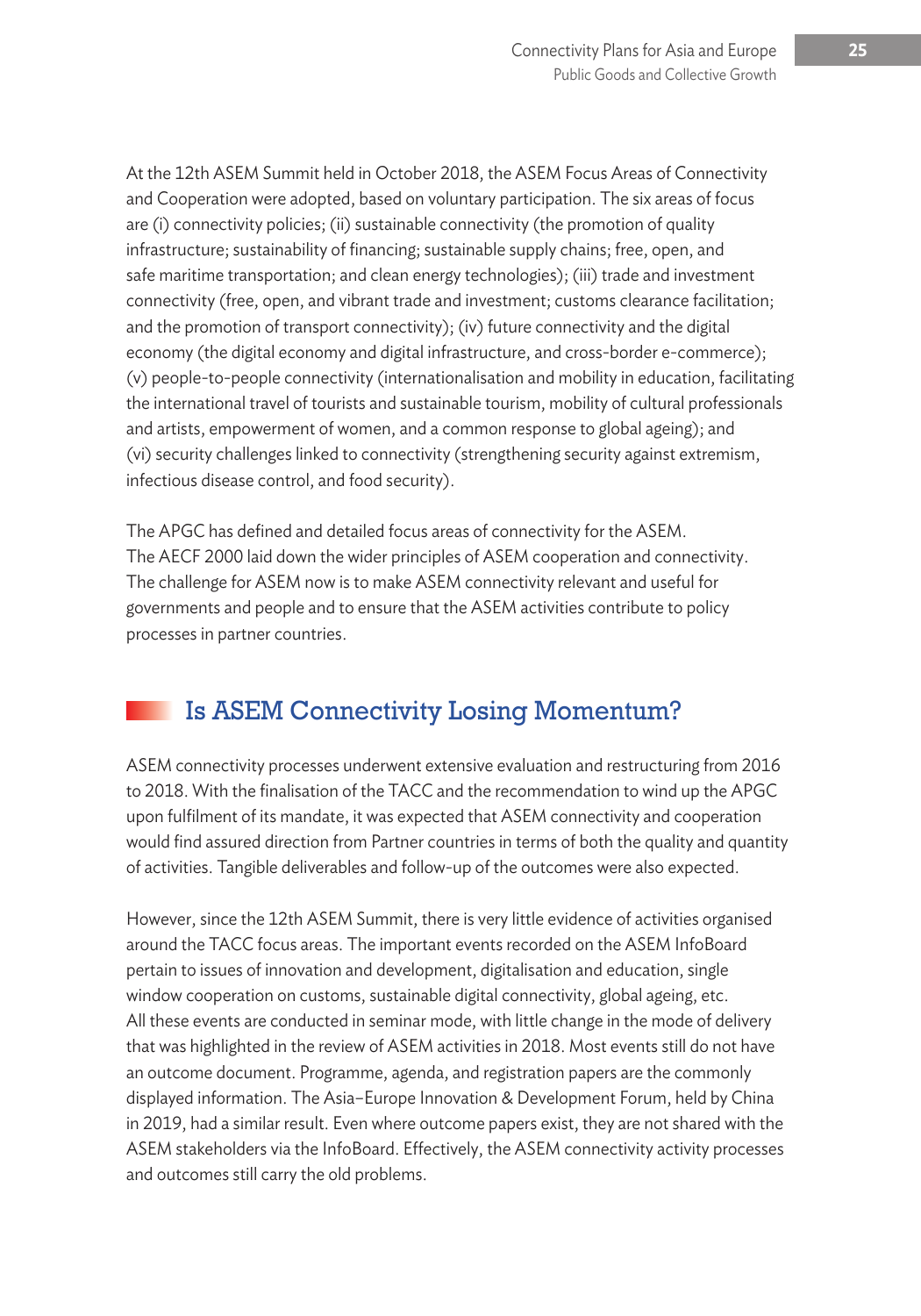At the 12th ASEM Summit held in October 2018, the ASEM Focus Areas of Connectivity and Cooperation were adopted, based on voluntary participation. The six areas of focus are (i) connectivity policies; (ii) sustainable connectivity (the promotion of quality infrastructure; sustainability of financing; sustainable supply chains; free, open, and safe maritime transportation; and clean energy technologies); (iii) trade and investment connectivity (free, open, and vibrant trade and investment; customs clearance facilitation; and the promotion of transport connectivity); (iv) future connectivity and the digital economy (the digital economy and digital infrastructure, and cross-border e-commerce); (v) people-to-people connectivity (internationalisation and mobility in education, facilitating the international travel of tourists and sustainable tourism, mobility of cultural professionals and artists, empowerment of women, and a common response to global ageing); and (vi) security challenges linked to connectivity (strengthening security against extremism, infectious disease control, and food security).

The APGC has defined and detailed focus areas of connectivity for the ASEM. The AECF 2000 laid down the wider principles of ASEM cooperation and connectivity. The challenge for ASEM now is to make ASEM connectivity relevant and useful for governments and people and to ensure that the ASEM activities contribute to policy processes in partner countries.

## Is ASEM Connectivity Losing Momentum?

ASEM connectivity processes underwent extensive evaluation and restructuring from 2016 to 2018. With the finalisation of the TACC and the recommendation to wind up the APGC upon fulfilment of its mandate, it was expected that ASEM connectivity and cooperation would find assured direction from Partner countries in terms of both the quality and quantity of activities. Tangible deliverables and follow-up of the outcomes were also expected.

However, since the 12th ASEM Summit, there is very little evidence of activities organised around the TACC focus areas. The important events recorded on the ASEM InfoBoard pertain to issues of innovation and development, digitalisation and education, single window cooperation on customs, sustainable digital connectivity, global ageing, etc. All these events are conducted in seminar mode, with little change in the mode of delivery that was highlighted in the review of ASEM activities in 2018. Most events still do not have an outcome document. Programme, agenda, and registration papers are the commonly displayed information. The Asia–Europe Innovation & Development Forum, held by China in 2019, had a similar result. Even where outcome papers exist, they are not shared with the ASEM stakeholders via the InfoBoard. Effectively, the ASEM connectivity activity processes and outcomes still carry the old problems.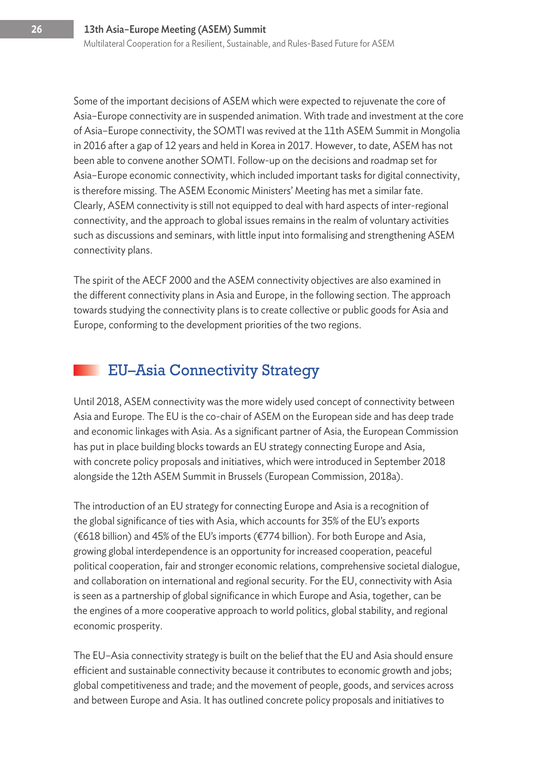Some of the important decisions of ASEM which were expected to rejuvenate the core of Asia–Europe connectivity are in suspended animation. With trade and investment at the core of Asia–Europe connectivity, the SOMTI was revived at the 11th ASEM Summit in Mongolia in 2016 after a gap of 12 years and held in Korea in 2017. However, to date, ASEM has not been able to convene another SOMTI. Follow-up on the decisions and roadmap set for Asia–Europe economic connectivity, which included important tasks for digital connectivity, is therefore missing. The ASEM Economic Ministers' Meeting has met a similar fate. Clearly, ASEM connectivity is still not equipped to deal with hard aspects of inter-regional connectivity, and the approach to global issues remains in the realm of voluntary activities such as discussions and seminars, with little input into formalising and strengthening ASEM connectivity plans.

The spirit of the AECF 2000 and the ASEM connectivity objectives are also examined in the different connectivity plans in Asia and Europe, in the following section. The approach towards studying the connectivity plans is to create collective or public goods for Asia and Europe, conforming to the development priorities of the two regions.

## EU–Asia Connectivity Strategy

Until 2018, ASEM connectivity was the more widely used concept of connectivity between Asia and Europe. The EU is the co-chair of ASEM on the European side and has deep trade and economic linkages with Asia. As a significant partner of Asia, the European Commission has put in place building blocks towards an EU strategy connecting Europe and Asia, with concrete policy proposals and initiatives, which were introduced in September 2018 alongside the 12th ASEM Summit in Brussels (European Commission, 2018a).

The introduction of an EU strategy for connecting Europe and Asia is a recognition of the global significance of ties with Asia, which accounts for 35% of the EU's exports (€618 billion) and 45% of the EU's imports (€774 billion). For both Europe and Asia, growing global interdependence is an opportunity for increased cooperation, peaceful political cooperation, fair and stronger economic relations, comprehensive societal dialogue, and collaboration on international and regional security. For the EU, connectivity with Asia is seen as a partnership of global significance in which Europe and Asia, together, can be the engines of a more cooperative approach to world politics, global stability, and regional economic prosperity.

The EU–Asia connectivity strategy is built on the belief that the EU and Asia should ensure efficient and sustainable connectivity because it contributes to economic growth and jobs; global competitiveness and trade; and the movement of people, goods, and services across and between Europe and Asia. It has outlined concrete policy proposals and initiatives to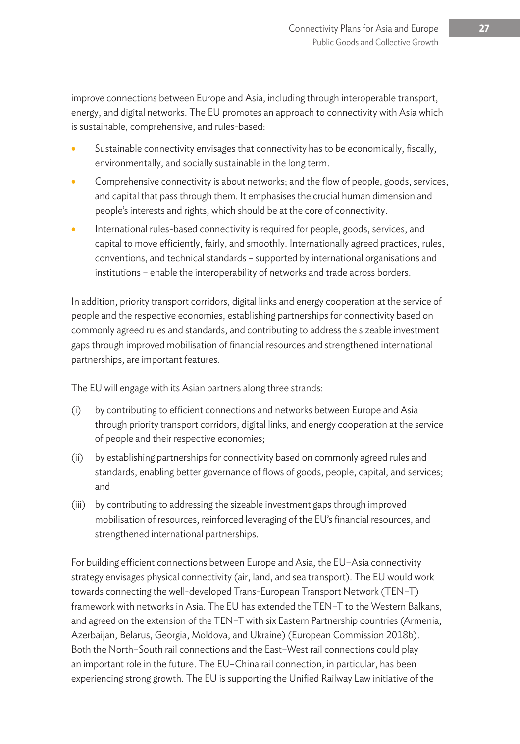improve connections between Europe and Asia, including through interoperable transport, energy, and digital networks. The EU promotes an approach to connectivity with Asia which is sustainable, comprehensive, and rules-based:

- Sustainable connectivity envisages that connectivity has to be economically, fiscally, environmentally, and socially sustainable in the long term.
- Comprehensive connectivity is about networks; and the flow of people, goods, services, and capital that pass through them. It emphasises the crucial human dimension and people's interests and rights, which should be at the core of connectivity.
- International rules-based connectivity is required for people, goods, services, and capital to move efficiently, fairly, and smoothly. Internationally agreed practices, rules, conventions, and technical standards – supported by international organisations and institutions – enable the interoperability of networks and trade across borders.

In addition, priority transport corridors, digital links and energy cooperation at the service of people and the respective economies, establishing partnerships for connectivity based on commonly agreed rules and standards, and contributing to address the sizeable investment gaps through improved mobilisation of financial resources and strengthened international partnerships, are important features.

The EU will engage with its Asian partners along three strands:

(i) by contributing to efficient connections and networks between Europe and Asia through priority transport corridors, digital links, and energy cooperation at the service of people and their respective economies;

(ii) by establishing partnerships for connectivity based on commonly agreed rules and standards, enabling better governance of flows of goods, people, capital, and services; and

(iii) by contributing to addressing the sizeable investment gaps through improved mobilisation of resources, reinforced leveraging of the EU's financial resources, and strengthened international partnerships.

For building efficient connections between Europe and Asia, the EU–Asia connectivity strategy envisages physical connectivity (air, land, and sea transport). The EU would work towards connecting the well-developed Trans-European Transport Network (TEN–T) framework with networks in Asia. The EU has extended the TEN–T to the Western Balkans, and agreed on the extension of the TEN–T with six Eastern Partnership countries (Armenia, Azerbaijan, Belarus, Georgia, Moldova, and Ukraine) (European Commission 2018b). Both the North–South rail connections and the East–West rail connections could play an important role in the future. The EU–China rail connection, in particular, has been experiencing strong growth. The EU is supporting the Unified Railway Law initiative of the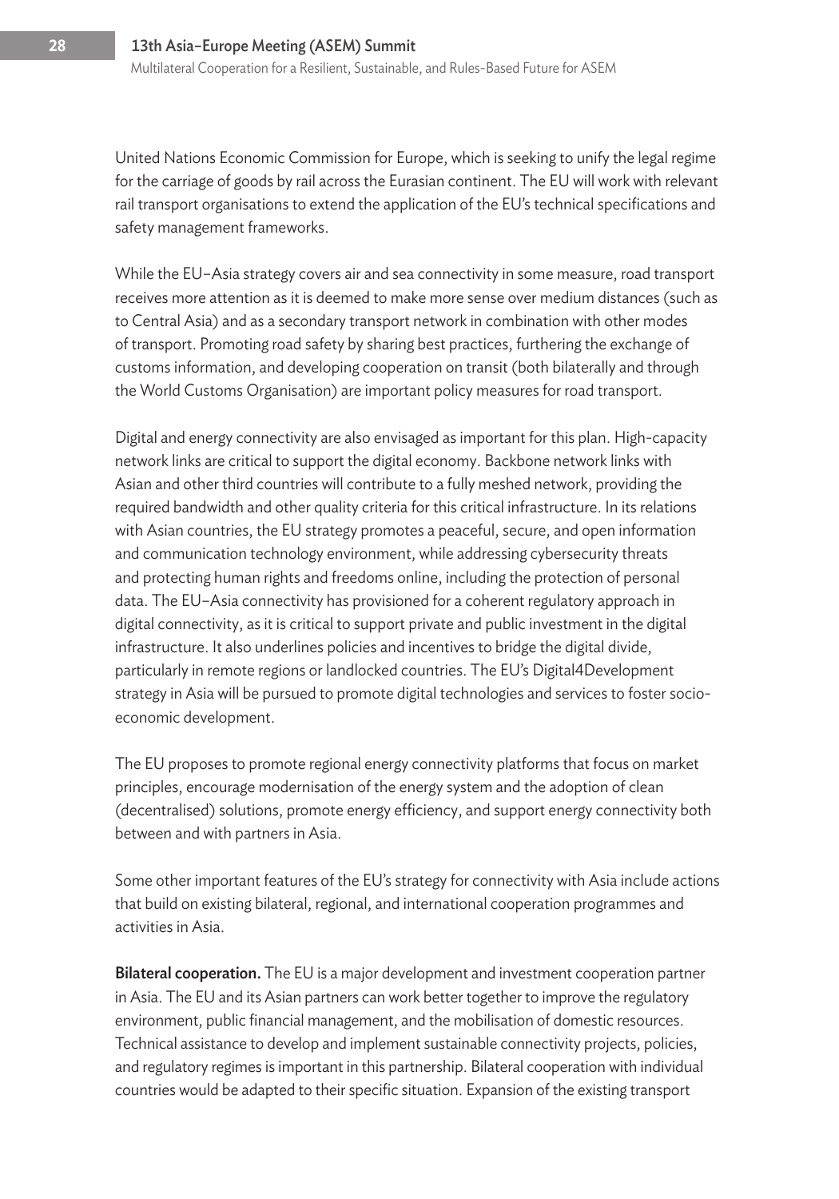United Nations Economic Commission for Europe, which is seeking to unify the legal regime for the carriage of goods by rail across the Eurasian continent. The EU will work with relevant rail transport organisations to extend the application of the EU's technical specifications and safety management frameworks.

While the EU–Asia strategy covers air and sea connectivity in some measure, road transport receives more attention as it is deemed to make more sense over medium distances (such as to Central Asia) and as a secondary transport network in combination with other modes of transport. Promoting road safety by sharing best practices, furthering the exchange of customs information, and developing cooperation on transit (both bilaterally and through the World Customs Organisation) are important policy measures for road transport.

Digital and energy connectivity are also envisaged as important for this plan. High-capacity network links are critical to support the digital economy. Backbone network links with Asian and other third countries will contribute to a fully meshed network, providing the required bandwidth and other quality criteria for this critical infrastructure. In its relations with Asian countries, the EU strategy promotes a peaceful, secure, and open information and communication technology environment, while addressing cybersecurity threats and protecting human rights and freedoms online, including the protection of personal data. The EU–Asia connectivity has provisioned for a coherent regulatory approach in digital connectivity, as it is critical to support private and public investment in the digital infrastructure. It also underlines policies and incentives to bridge the digital divide, particularly in remote regions or landlocked countries. The EU's Digital4Development strategy in Asia will be pursued to promote digital technologies and services to foster socio-economic development.

The EU proposes to promote regional energy connectivity platforms that focus on market principles, encourage modernisation of the energy system and the adoption of clean (decentralised) solutions, promote energy efficiency, and support energy connectivity both between and with partners in Asia.

Some other important features of the EU's strategy for connectivity with Asia include actions that build on existing bilateral, regional, and international cooperation programmes and activities in Asia.

**Bilateral cooperation.** The EU is a major development and investment cooperation partner in Asia. The EU and its Asian partners can work better together to improve the regulatory environment, public financial management, and the mobilisation of domestic resources. Technical assistance to develop and implement sustainable connectivity projects, policies, and regulatory regimes is important in this partnership. Bilateral cooperation with individual countries would be adapted to their specific situation. Expansion of the existing transport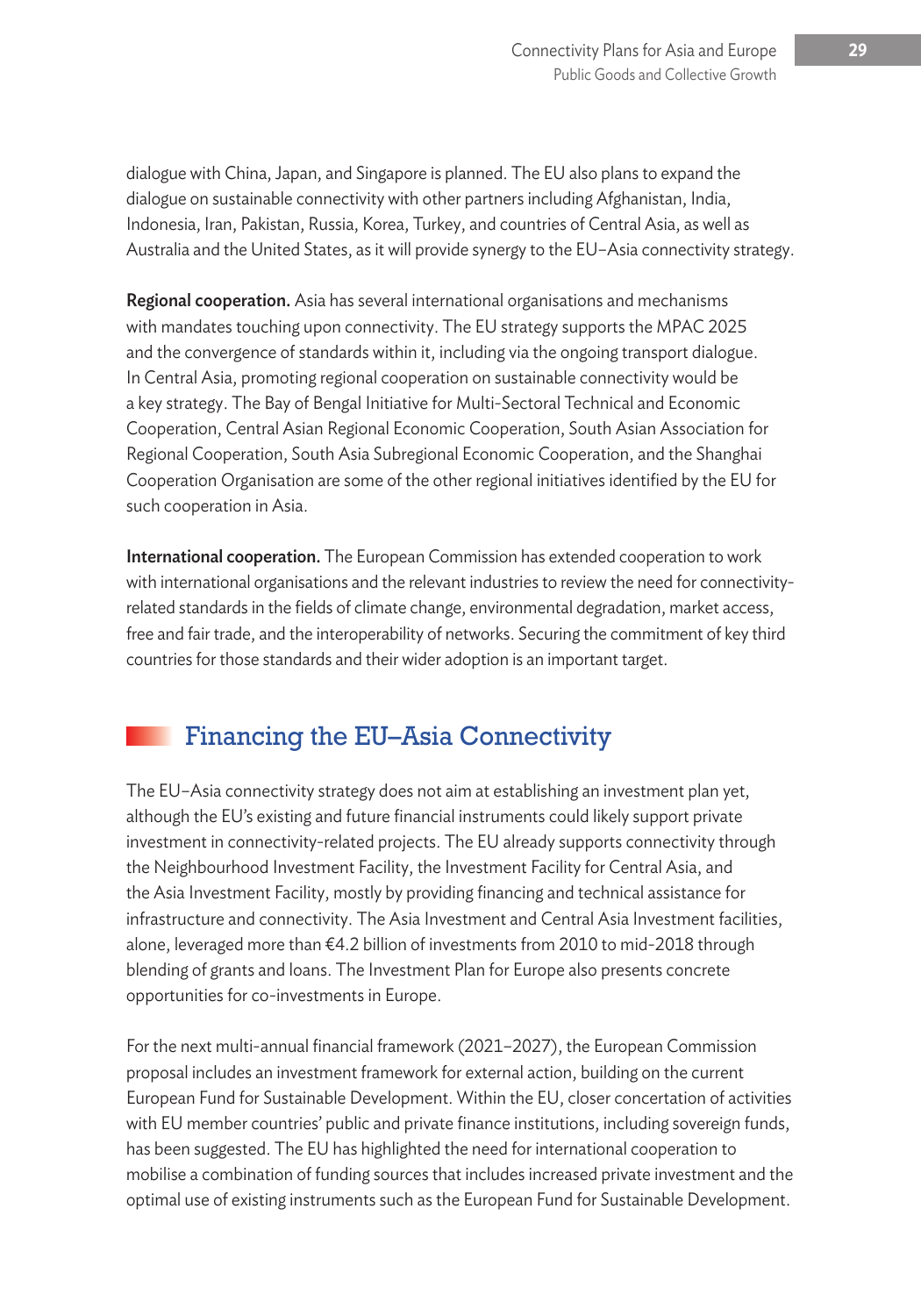dialogue with China, Japan, and Singapore is planned. The EU also plans to expand the dialogue on sustainable connectivity with other partners including Afghanistan, India, Indonesia, Iran, Pakistan, Russia, Korea, Turkey, and countries of Central Asia, as well as Australia and the United States, as it will provide synergy to the EU–Asia connectivity strategy.

**Regional cooperation.** Asia has several international organisations and mechanisms with mandates touching upon connectivity. The EU strategy supports the MPAC 2025 and the convergence of standards within it, including via the ongoing transport dialogue. In Central Asia, promoting regional cooperation on sustainable connectivity would be a key strategy. The Bay of Bengal Initiative for Multi-Sectoral Technical and Economic Cooperation, Central Asian Regional Economic Cooperation, South Asian Association for Regional Cooperation, South Asia Subregional Economic Cooperation, and the Shanghai Cooperation Organisation are some of the other regional initiatives identified by the EU for such cooperation in Asia.

**International cooperation.** The European Commission has extended cooperation to work with international organisations and the relevant industries to review the need for connectivity-related standards in the fields of climate change, environmental degradation, market access, free and fair trade, and the interoperability of networks. Securing the commitment of key third countries for those standards and their wider adoption is an important target.

## Financing the EU–Asia Connectivity

The EU–Asia connectivity strategy does not aim at establishing an investment plan yet, although the EU's existing and future financial instruments could likely support private investment in connectivity-related projects. The EU already supports connectivity through the Neighbourhood Investment Facility, the Investment Facility for Central Asia, and the Asia Investment Facility, mostly by providing financing and technical assistance for infrastructure and connectivity. The Asia Investment and Central Asia Investment facilities, alone, leveraged more than €4.2 billion of investments from 2010 to mid-2018 through blending of grants and loans. The Investment Plan for Europe also presents concrete opportunities for co-investments in Europe.

For the next multi-annual financial framework (2021–2027), the European Commission proposal includes an investment framework for external action, building on the current European Fund for Sustainable Development. Within the EU, closer concertation of activities with EU member countries' public and private finance institutions, including sovereign funds, has been suggested. The EU has highlighted the need for international cooperation to mobilise a combination of funding sources that includes increased private investment and the optimal use of existing instruments such as the European Fund for Sustainable Development.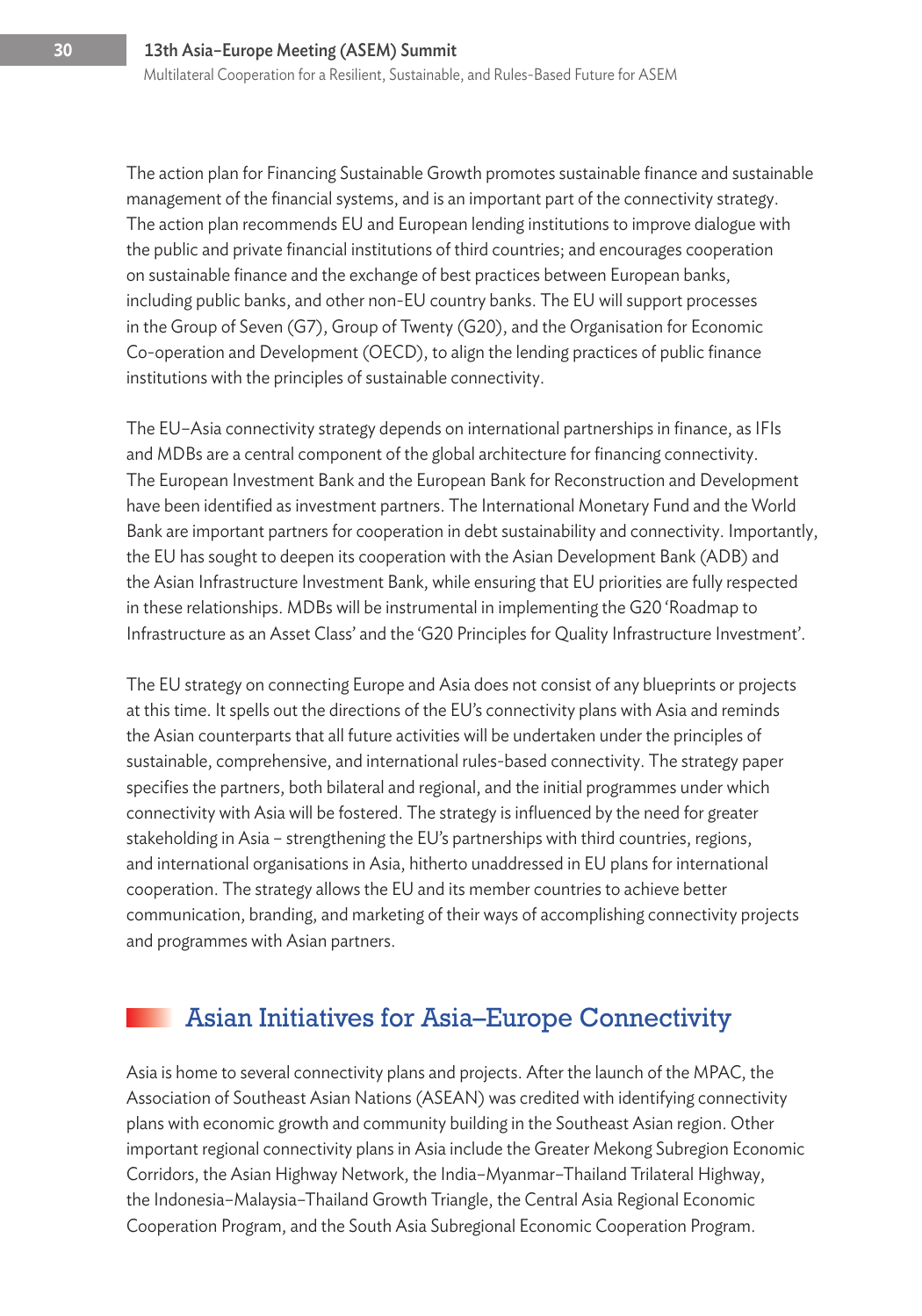The action plan for Financing Sustainable Growth promotes sustainable finance and sustainable management of the financial systems, and is an important part of the connectivity strategy. The action plan recommends EU and European lending institutions to improve dialogue with the public and private financial institutions of third countries; and encourages cooperation on sustainable finance and the exchange of best practices between European banks, including public banks, and other non-EU country banks. The EU will support processes in the Group of Seven (G7), Group of Twenty (G20), and the Organisation for Economic Co-operation and Development (OECD), to align the lending practices of public finance institutions with the principles of sustainable connectivity.

The EU–Asia connectivity strategy depends on international partnerships in finance, as IFIs and MDBs are a central component of the global architecture for financing connectivity. The European Investment Bank and the European Bank for Reconstruction and Development have been identified as investment partners. The International Monetary Fund and the World Bank are important partners for cooperation in debt sustainability and connectivity. Importantly, the EU has sought to deepen its cooperation with the Asian Development Bank (ADB) and the Asian Infrastructure Investment Bank, while ensuring that EU priorities are fully respected in these relationships. MDBs will be instrumental in implementing the G20 'Roadmap to Infrastructure as an Asset Class' and the 'G20 Principles for Quality Infrastructure Investment'.

The EU strategy on connecting Europe and Asia does not consist of any blueprints or projects at this time. It spells out the directions of the EU's connectivity plans with Asia and reminds the Asian counterparts that all future activities will be undertaken under the principles of sustainable, comprehensive, and international rules-based connectivity. The strategy paper specifies the partners, both bilateral and regional, and the initial programmes under which connectivity with Asia will be fostered. The strategy is influenced by the need for greater stakeholding in Asia – strengthening the EU's partnerships with third countries, regions, and international organisations in Asia, hitherto unaddressed in EU plans for international cooperation. The strategy allows the EU and its member countries to achieve better communication, branding, and marketing of their ways of accomplishing connectivity projects and programmes with Asian partners.

## Asian Initiatives for Asia–Europe Connectivity

Asia is home to several connectivity plans and projects. After the launch of the MPAC, the Association of Southeast Asian Nations (ASEAN) was credited with identifying connectivity plans with economic growth and community building in the Southeast Asian region. Other important regional connectivity plans in Asia include the Greater Mekong Subregion Economic Corridors, the Asian Highway Network, the India–Myanmar–Thailand Trilateral Highway, the Indonesia–Malaysia–Thailand Growth Triangle, the Central Asia Regional Economic Cooperation Program, and the South Asia Subregional Economic Cooperation Program.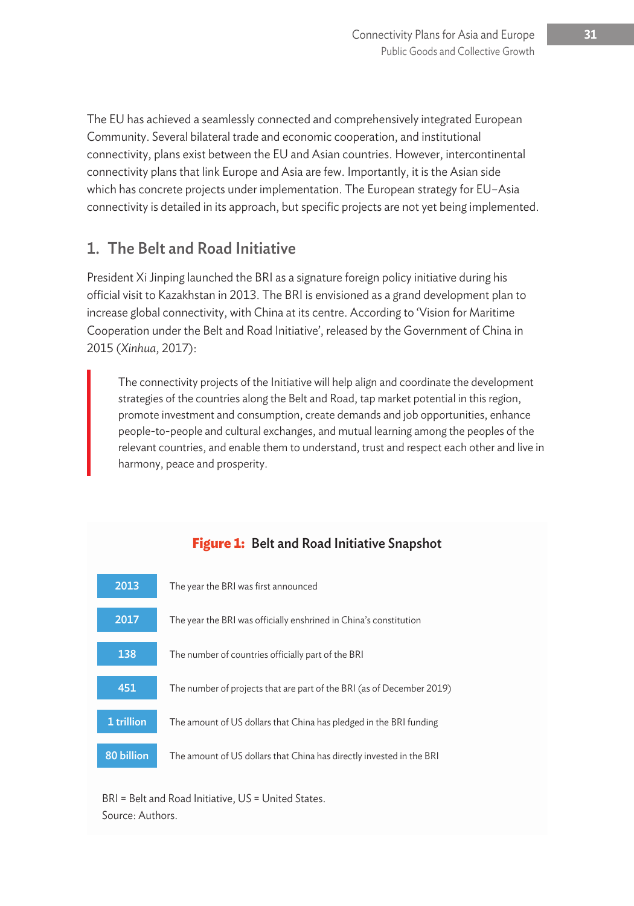The EU has achieved a seamlessly connected and comprehensively integrated European Community. Several bilateral trade and economic cooperation, and institutional connectivity, plans exist between the EU and Asian countries. However, intercontinental connectivity plans that link Europe and Asia are few. Importantly, it is the Asian side which has concrete projects under implementation. The European strategy for EU–Asia connectivity is detailed in its approach, but specific projects are not yet being implemented.

## 1. The Belt and Road Initiative

President Xi Jinping launched the BRI as a signature foreign policy initiative during his official visit to Kazakhstan in 2013. The BRI is envisioned as a grand development plan to increase global connectivity, with China at its centre. According to 'Vision for Maritime Cooperation under the Belt and Road Initiative', released by the Government of China in 2015 (*Xinhua*, 2017):

> The connectivity projects of the Initiative will help align and coordinate the development strategies of the countries along the Belt and Road, tap market potential in this region, promote investment and consumption, create demands and job opportunities, enhance people-to-people and cultural exchanges, and mutual learning among the peoples of the relevant countries, and enable them to understand, trust and respect each other and live in harmony, peace and prosperity.

**Figure 1: Belt and Road Initiative Snapshot**

| | |
|---|---|
| 2013 | The year the BRI was first announced |
| 2017 | The year the BRI was officially enshrined in China's constitution |
| 138 | The number of countries officially part of the BRI |
| 451 | The number of projects that are part of the BRI (as of December 2019) |
| 1 trillion | The amount of US dollars that China has pledged in the BRI funding |
| 80 billion | The amount of US dollars that China has directly invested in the BRI |

BRI = Belt and Road Initiative, US = United States.

Source: Authors.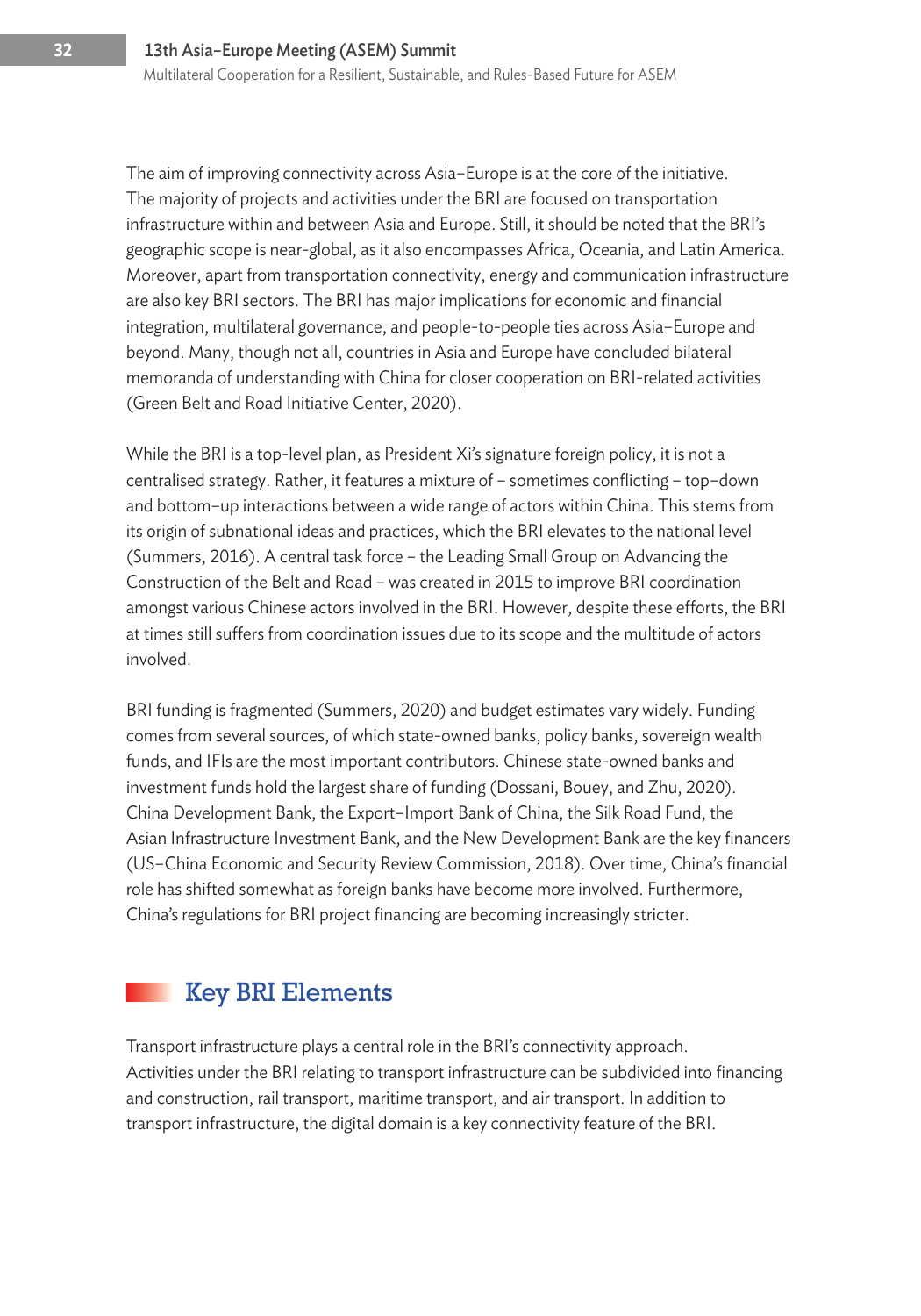The aim of improving connectivity across Asia–Europe is at the core of the initiative. The majority of projects and activities under the BRI are focused on transportation infrastructure within and between Asia and Europe. Still, it should be noted that the BRI's geographic scope is near-global, as it also encompasses Africa, Oceania, and Latin America. Moreover, apart from transportation connectivity, energy and communication infrastructure are also key BRI sectors. The BRI has major implications for economic and financial integration, multilateral governance, and people-to-people ties across Asia–Europe and beyond. Many, though not all, countries in Asia and Europe have concluded bilateral memoranda of understanding with China for closer cooperation on BRI-related activities (Green Belt and Road Initiative Center, 2020).

While the BRI is a top-level plan, as President Xi's signature foreign policy, it is not a centralised strategy. Rather, it features a mixture of – sometimes conflicting – top–down and bottom–up interactions between a wide range of actors within China. This stems from its origin of subnational ideas and practices, which the BRI elevates to the national level (Summers, 2016). A central task force – the Leading Small Group on Advancing the Construction of the Belt and Road – was created in 2015 to improve BRI coordination amongst various Chinese actors involved in the BRI. However, despite these efforts, the BRI at times still suffers from coordination issues due to its scope and the multitude of actors involved.

BRI funding is fragmented (Summers, 2020) and budget estimates vary widely. Funding comes from several sources, of which state-owned banks, policy banks, sovereign wealth funds, and IFIs are the most important contributors. Chinese state-owned banks and investment funds hold the largest share of funding (Dossani, Bouey, and Zhu, 2020). China Development Bank, the Export–Import Bank of China, the Silk Road Fund, the Asian Infrastructure Investment Bank, and the New Development Bank are the key financers (US–China Economic and Security Review Commission, 2018). Over time, China's financial role has shifted somewhat as foreign banks have become more involved. Furthermore, China's regulations for BRI project financing are becoming increasingly stricter.

## Key BRI Elements

Transport infrastructure plays a central role in the BRI's connectivity approach. Activities under the BRI relating to transport infrastructure can be subdivided into financing and construction, rail transport, maritime transport, and air transport. In addition to transport infrastructure, the digital domain is a key connectivity feature of the BRI.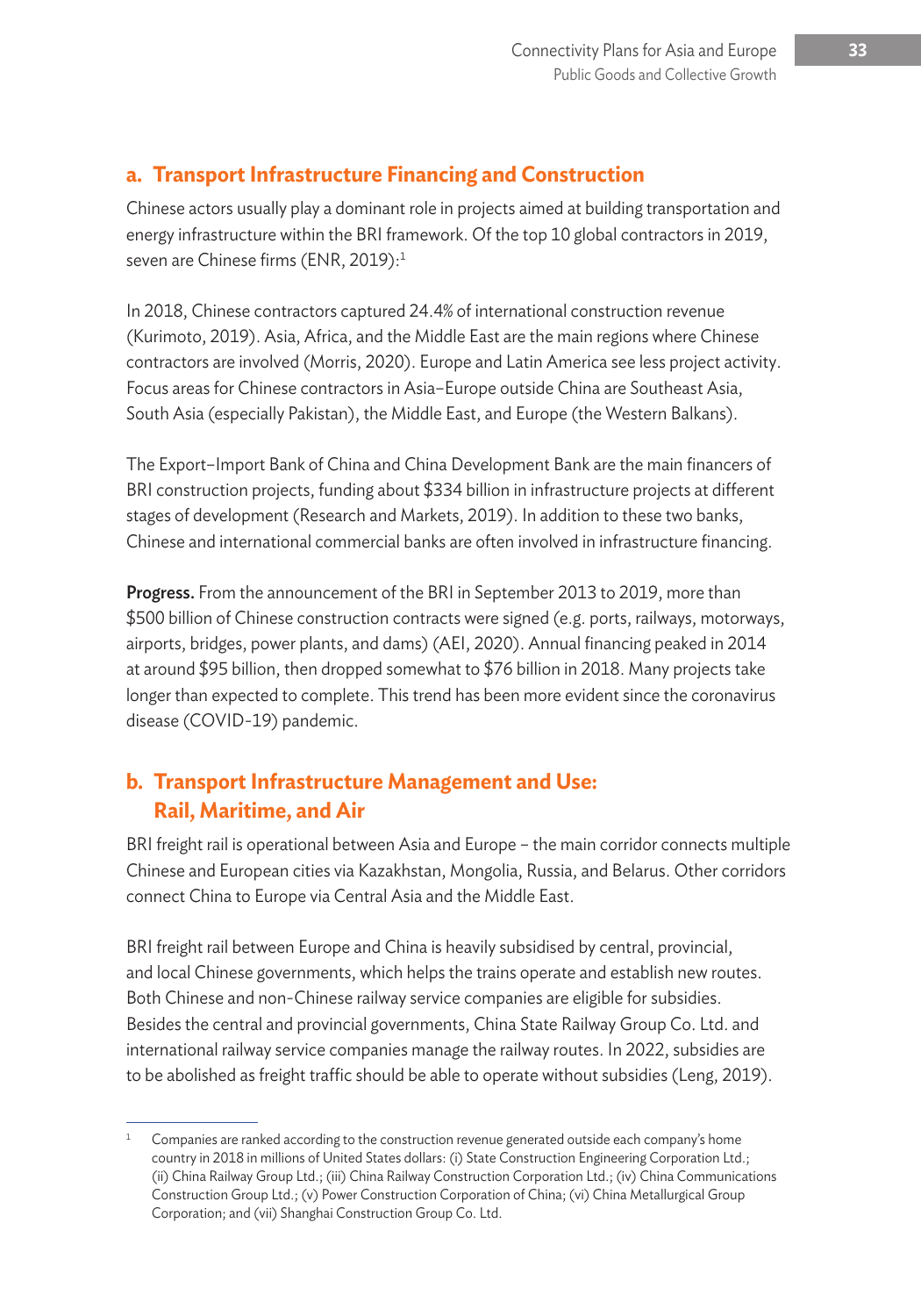### a. Transport Infrastructure Financing and Construction

Chinese actors usually play a dominant role in projects aimed at building transportation and energy infrastructure within the BRI framework. Of the top 10 global contractors in 2019, seven are Chinese firms (ENR, 2019):[1]

In 2018, Chinese contractors captured 24.4% of international construction revenue (Kurimoto, 2019). Asia, Africa, and the Middle East are the main regions where Chinese contractors are involved (Morris, 2020). Europe and Latin America see less project activity. Focus areas for Chinese contractors in Asia–Europe outside China are Southeast Asia, South Asia (especially Pakistan), the Middle East, and Europe (the Western Balkans).

The Export–Import Bank of China and China Development Bank are the main financers of BRI construction projects, funding about $334 billion in infrastructure projects at different stages of development (Research and Markets, 2019). In addition to these two banks, Chinese and international commercial banks are often involved in infrastructure financing.

**Progress.** From the announcement of the BRI in September 2013 to 2019, more than $500 billion of Chinese construction contracts were signed (e.g. ports, railways, motorways, airports, bridges, power plants, and dams) (AEI, 2020). Annual financing peaked in 2014 at around $95 billion, then dropped somewhat to $76 billion in 2018. Many projects take longer than expected to complete. This trend has been more evident since the coronavirus disease (COVID-19) pandemic.

### b. Transport Infrastructure Management and Use: Rail, Maritime, and Air

BRI freight rail is operational between Asia and Europe – the main corridor connects multiple Chinese and European cities via Kazakhstan, Mongolia, Russia, and Belarus. Other corridors connect China to Europe via Central Asia and the Middle East.

BRI freight rail between Europe and China is heavily subsidised by central, provincial, and local Chinese governments, which helps the trains operate and establish new routes. Both Chinese and non-Chinese railway service companies are eligible for subsidies. Besides the central and provincial governments, China State Railway Group Co. Ltd. and international railway service companies manage the railway routes. In 2022, subsidies are to be abolished as freight traffic should be able to operate without subsidies (Leng, 2019).

---

[1] Companies are ranked according to the construction revenue generated outside each company's home country in 2018 in millions of United States dollars: (i) State Construction Engineering Corporation Ltd.; (ii) China Railway Group Ltd.; (iii) China Railway Construction Corporation Ltd.; (iv) China Communications Construction Group Ltd.; (v) Power Construction Corporation of China; (vi) China Metallurgical Group Corporation; and (vii) Shanghai Construction Group Co. Ltd.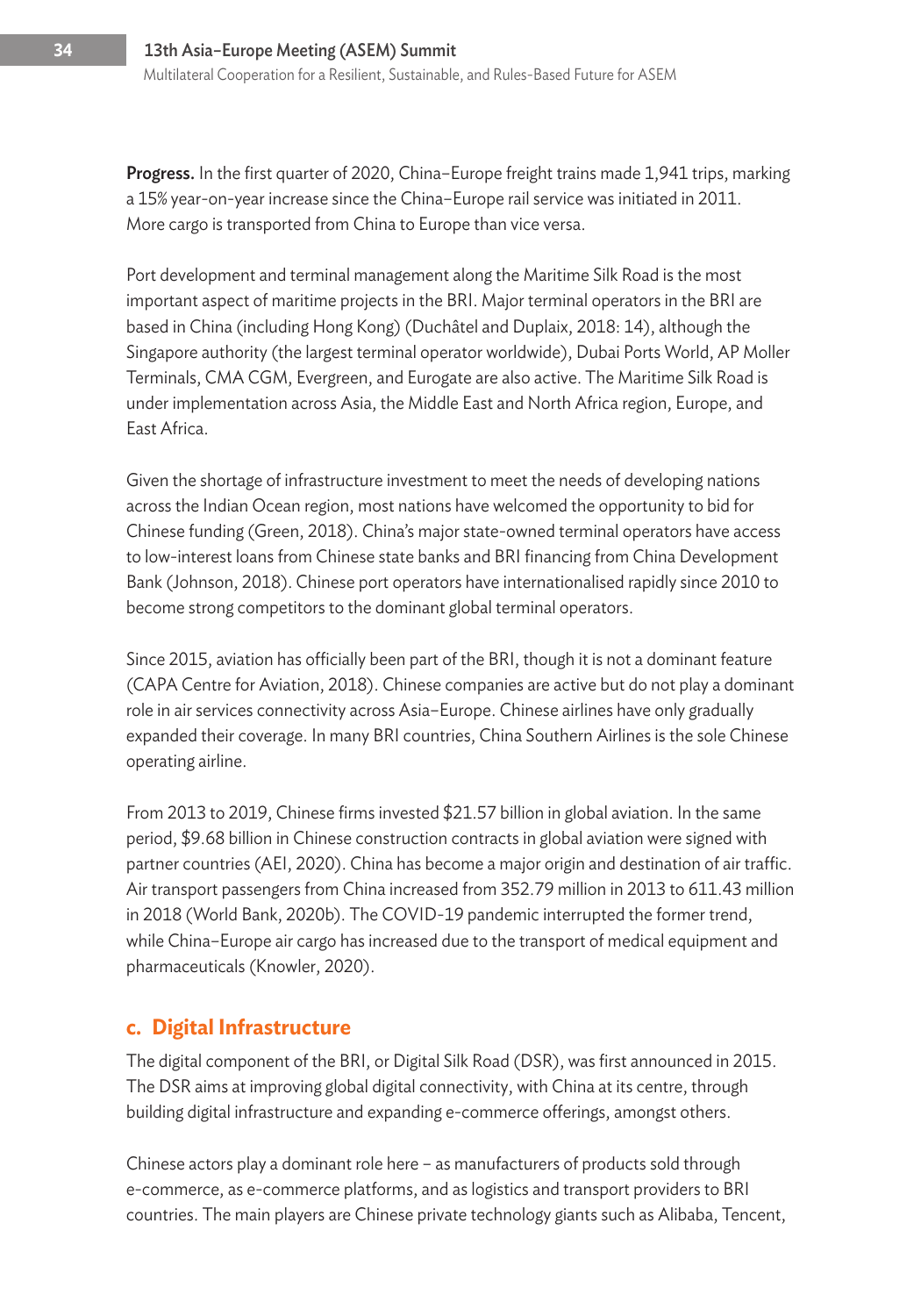**Progress.** In the first quarter of 2020, China–Europe freight trains made 1,941 trips, marking a 15% year-on-year increase since the China–Europe rail service was initiated in 2011. More cargo is transported from China to Europe than vice versa.

Port development and terminal management along the Maritime Silk Road is the most important aspect of maritime projects in the BRI. Major terminal operators in the BRI are based in China (including Hong Kong) (Duchâtel and Duplaix, 2018: 14), although the Singapore authority (the largest terminal operator worldwide), Dubai Ports World, AP Moller Terminals, CMA CGM, Evergreen, and Eurogate are also active. The Maritime Silk Road is under implementation across Asia, the Middle East and North Africa region, Europe, and East Africa.

Given the shortage of infrastructure investment to meet the needs of developing nations across the Indian Ocean region, most nations have welcomed the opportunity to bid for Chinese funding (Green, 2018). China's major state-owned terminal operators have access to low-interest loans from Chinese state banks and BRI financing from China Development Bank (Johnson, 2018). Chinese port operators have internationalised rapidly since 2010 to become strong competitors to the dominant global terminal operators.

Since 2015, aviation has officially been part of the BRI, though it is not a dominant feature (CAPA Centre for Aviation, 2018). Chinese companies are active but do not play a dominant role in air services connectivity across Asia–Europe. Chinese airlines have only gradually expanded their coverage. In many BRI countries, China Southern Airlines is the sole Chinese operating airline.

From 2013 to 2019, Chinese firms invested $21.57 billion in global aviation. In the same period, $9.68 billion in Chinese construction contracts in global aviation were signed with partner countries (AEI, 2020). China has become a major origin and destination of air traffic. Air transport passengers from China increased from 352.79 million in 2013 to 611.43 million in 2018 (World Bank, 2020b). The COVID-19 pandemic interrupted the former trend, while China–Europe air cargo has increased due to the transport of medical equipment and pharmaceuticals (Knowler, 2020).

## c. Digital Infrastructure

The digital component of the BRI, or Digital Silk Road (DSR), was first announced in 2015. The DSR aims at improving global digital connectivity, with China at its centre, through building digital infrastructure and expanding e-commerce offerings, amongst others.

Chinese actors play a dominant role here – as manufacturers of products sold through e-commerce, as e-commerce platforms, and as logistics and transport providers to BRI countries. The main players are Chinese private technology giants such as Alibaba, Tencent,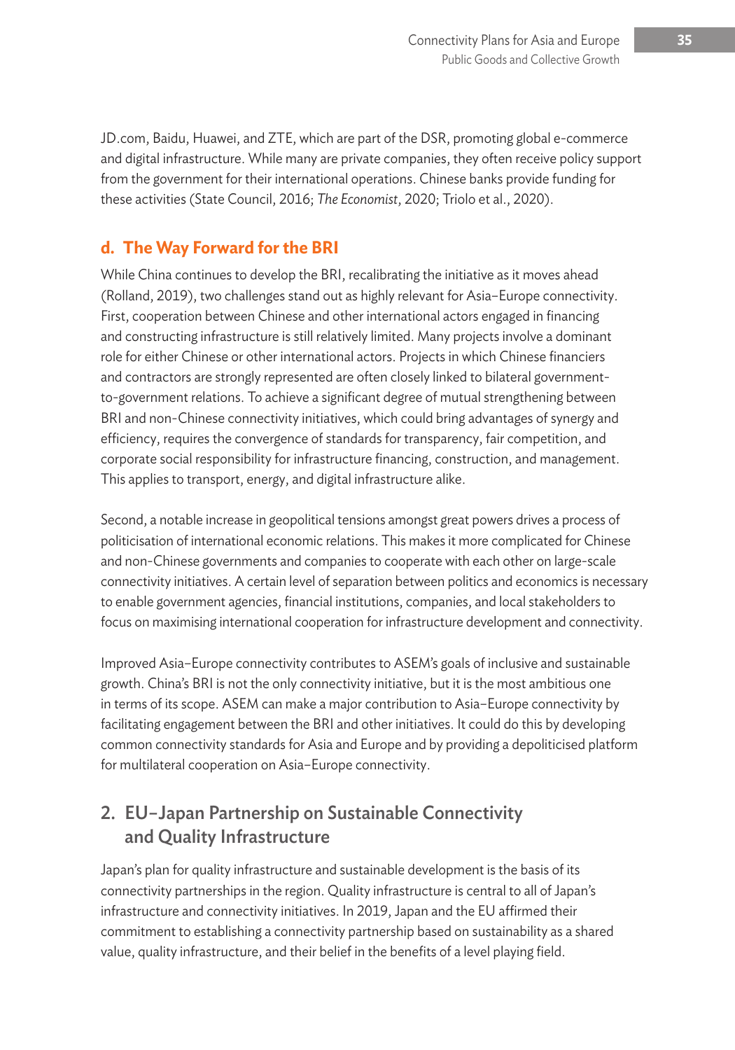JD.com, Baidu, Huawei, and ZTE, which are part of the DSR, promoting global e-commerce and digital infrastructure. While many are private companies, they often receive policy support from the government for their international operations. Chinese banks provide funding for these activities (State Council, 2016; *The Economist*, 2020; Triolo et al., 2020).

### d. The Way Forward for the BRI

While China continues to develop the BRI, recalibrating the initiative as it moves ahead (Rolland, 2019), two challenges stand out as highly relevant for Asia–Europe connectivity. First, cooperation between Chinese and other international actors engaged in financing and constructing infrastructure is still relatively limited. Many projects involve a dominant role for either Chinese or other international actors. Projects in which Chinese financiers and contractors are strongly represented are often closely linked to bilateral government-to-government relations. To achieve a significant degree of mutual strengthening between BRI and non-Chinese connectivity initiatives, which could bring advantages of synergy and efficiency, requires the convergence of standards for transparency, fair competition, and corporate social responsibility for infrastructure financing, construction, and management. This applies to transport, energy, and digital infrastructure alike.

Second, a notable increase in geopolitical tensions amongst great powers drives a process of politicisation of international economic relations. This makes it more complicated for Chinese and non-Chinese governments and companies to cooperate with each other on large-scale connectivity initiatives. A certain level of separation between politics and economics is necessary to enable government agencies, financial institutions, companies, and local stakeholders to focus on maximising international cooperation for infrastructure development and connectivity.

Improved Asia–Europe connectivity contributes to ASEM's goals of inclusive and sustainable growth. China's BRI is not the only connectivity initiative, but it is the most ambitious one in terms of its scope. ASEM can make a major contribution to Asia–Europe connectivity by facilitating engagement between the BRI and other initiatives. It could do this by developing common connectivity standards for Asia and Europe and by providing a depoliticised platform for multilateral cooperation on Asia–Europe connectivity.

## 2. EU–Japan Partnership on Sustainable Connectivity and Quality Infrastructure

Japan's plan for quality infrastructure and sustainable development is the basis of its connectivity partnerships in the region. Quality infrastructure is central to all of Japan's infrastructure and connectivity initiatives. In 2019, Japan and the EU affirmed their commitment to establishing a connectivity partnership based on sustainability as a shared value, quality infrastructure, and their belief in the benefits of a level playing field.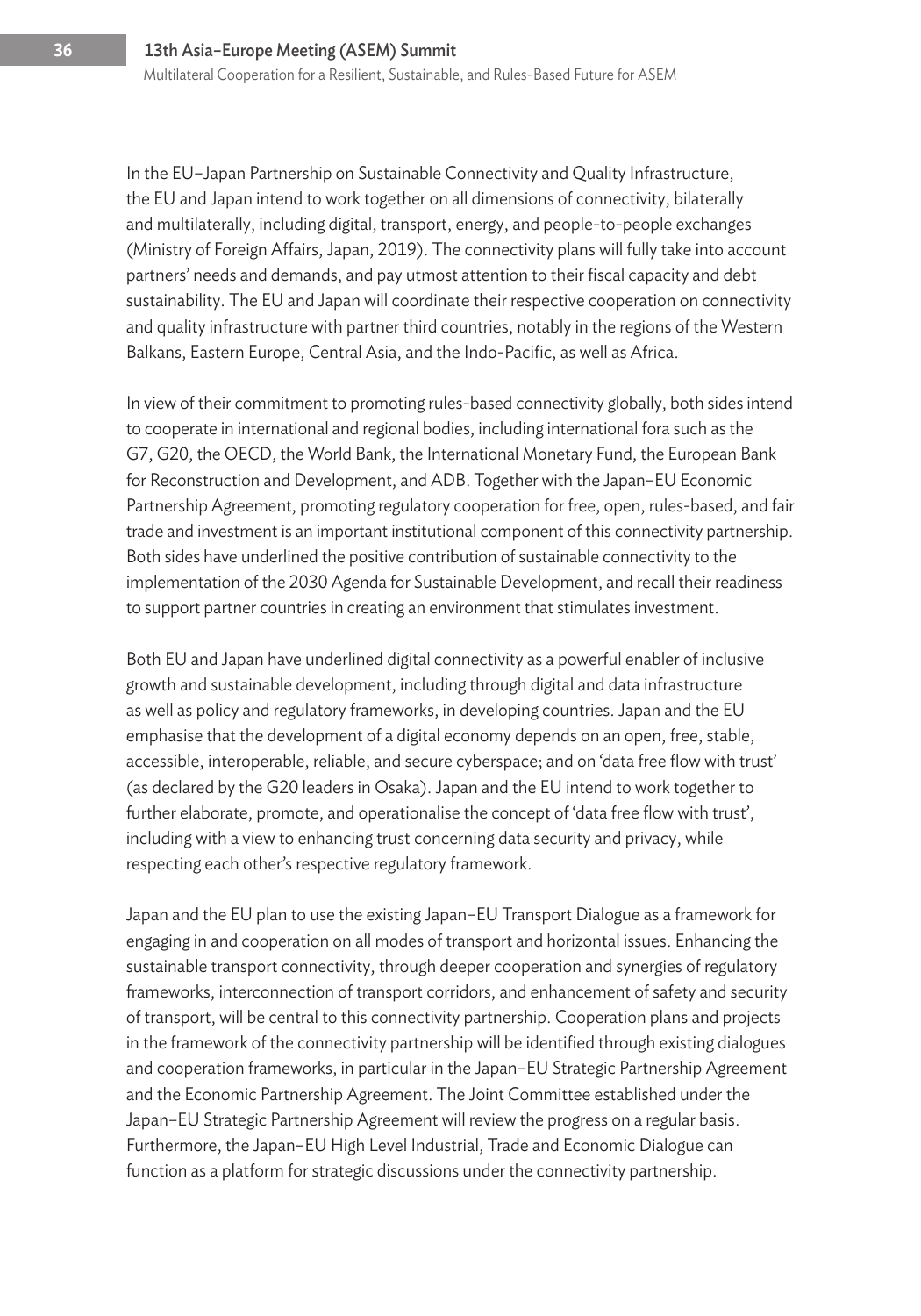In the EU–Japan Partnership on Sustainable Connectivity and Quality Infrastructure, the EU and Japan intend to work together on all dimensions of connectivity, bilaterally and multilaterally, including digital, transport, energy, and people-to-people exchanges (Ministry of Foreign Affairs, Japan, 2019). The connectivity plans will fully take into account partners' needs and demands, and pay utmost attention to their fiscal capacity and debt sustainability. The EU and Japan will coordinate their respective cooperation on connectivity and quality infrastructure with partner third countries, notably in the regions of the Western Balkans, Eastern Europe, Central Asia, and the Indo-Pacific, as well as Africa.

In view of their commitment to promoting rules-based connectivity globally, both sides intend to cooperate in international and regional bodies, including international fora such as the G7, G20, the OECD, the World Bank, the International Monetary Fund, the European Bank for Reconstruction and Development, and ADB. Together with the Japan–EU Economic Partnership Agreement, promoting regulatory cooperation for free, open, rules-based, and fair trade and investment is an important institutional component of this connectivity partnership. Both sides have underlined the positive contribution of sustainable connectivity to the implementation of the 2030 Agenda for Sustainable Development, and recall their readiness to support partner countries in creating an environment that stimulates investment.

Both EU and Japan have underlined digital connectivity as a powerful enabler of inclusive growth and sustainable development, including through digital and data infrastructure as well as policy and regulatory frameworks, in developing countries. Japan and the EU emphasise that the development of a digital economy depends on an open, free, stable, accessible, interoperable, reliable, and secure cyberspace; and on 'data free flow with trust' (as declared by the G20 leaders in Osaka). Japan and the EU intend to work together to further elaborate, promote, and operationalise the concept of 'data free flow with trust', including with a view to enhancing trust concerning data security and privacy, while respecting each other's respective regulatory framework.

Japan and the EU plan to use the existing Japan–EU Transport Dialogue as a framework for engaging in and cooperation on all modes of transport and horizontal issues. Enhancing the sustainable transport connectivity, through deeper cooperation and synergies of regulatory frameworks, interconnection of transport corridors, and enhancement of safety and security of transport, will be central to this connectivity partnership. Cooperation plans and projects in the framework of the connectivity partnership will be identified through existing dialogues and cooperation frameworks, in particular in the Japan–EU Strategic Partnership Agreement and the Economic Partnership Agreement. The Joint Committee established under the Japan–EU Strategic Partnership Agreement will review the progress on a regular basis. Furthermore, the Japan–EU High Level Industrial, Trade and Economic Dialogue can function as a platform for strategic discussions under the connectivity partnership.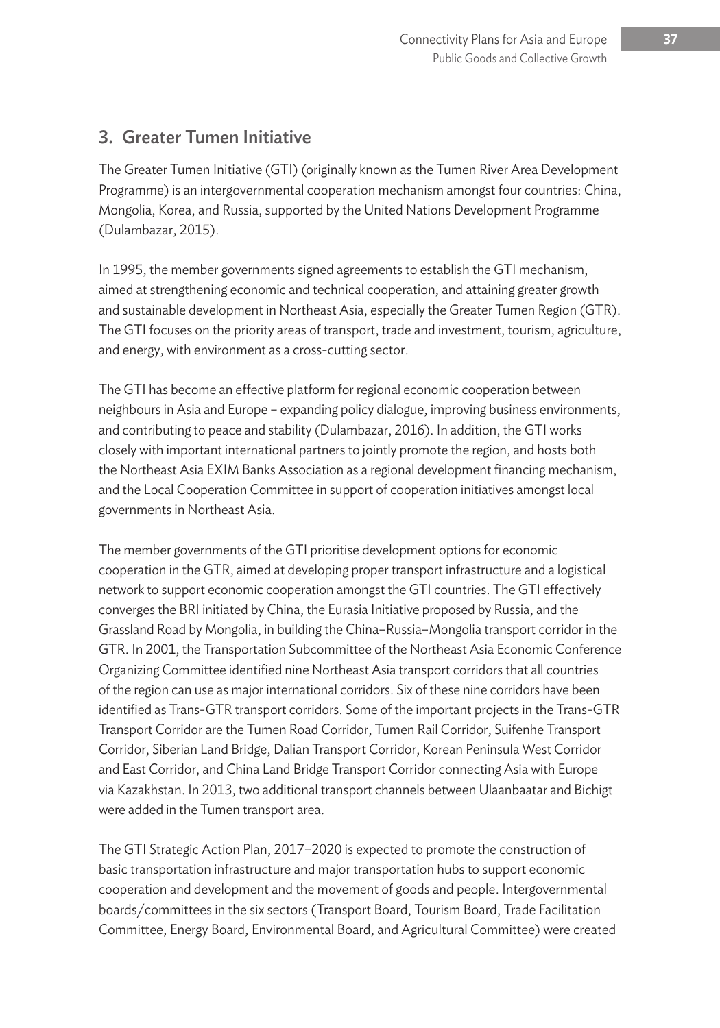## 3. Greater Tumen Initiative

The Greater Tumen Initiative (GTI) (originally known as the Tumen River Area Development Programme) is an intergovernmental cooperation mechanism amongst four countries: China, Mongolia, Korea, and Russia, supported by the United Nations Development Programme (Dulambazar, 2015).

In 1995, the member governments signed agreements to establish the GTI mechanism, aimed at strengthening economic and technical cooperation, and attaining greater growth and sustainable development in Northeast Asia, especially the Greater Tumen Region (GTR). The GTI focuses on the priority areas of transport, trade and investment, tourism, agriculture, and energy, with environment as a cross-cutting sector.

The GTI has become an effective platform for regional economic cooperation between neighbours in Asia and Europe – expanding policy dialogue, improving business environments, and contributing to peace and stability (Dulambazar, 2016). In addition, the GTI works closely with important international partners to jointly promote the region, and hosts both the Northeast Asia EXIM Banks Association as a regional development financing mechanism, and the Local Cooperation Committee in support of cooperation initiatives amongst local governments in Northeast Asia.

The member governments of the GTI prioritise development options for economic cooperation in the GTR, aimed at developing proper transport infrastructure and a logistical network to support economic cooperation amongst the GTI countries. The GTI effectively converges the BRI initiated by China, the Eurasia Initiative proposed by Russia, and the Grassland Road by Mongolia, in building the China–Russia–Mongolia transport corridor in the GTR. In 2001, the Transportation Subcommittee of the Northeast Asia Economic Conference Organizing Committee identified nine Northeast Asia transport corridors that all countries of the region can use as major international corridors. Six of these nine corridors have been identified as Trans-GTR transport corridors. Some of the important projects in the Trans-GTR Transport Corridor are the Tumen Road Corridor, Tumen Rail Corridor, Suifenhe Transport Corridor, Siberian Land Bridge, Dalian Transport Corridor, Korean Peninsula West Corridor and East Corridor, and China Land Bridge Transport Corridor connecting Asia with Europe via Kazakhstan. In 2013, two additional transport channels between Ulaanbaatar and Bichigt were added in the Tumen transport area.

The GTI Strategic Action Plan, 2017–2020 is expected to promote the construction of basic transportation infrastructure and major transportation hubs to support economic cooperation and development and the movement of goods and people. Intergovernmental boards/committees in the six sectors (Transport Board, Tourism Board, Trade Facilitation Committee, Energy Board, Environmental Board, and Agricultural Committee) were created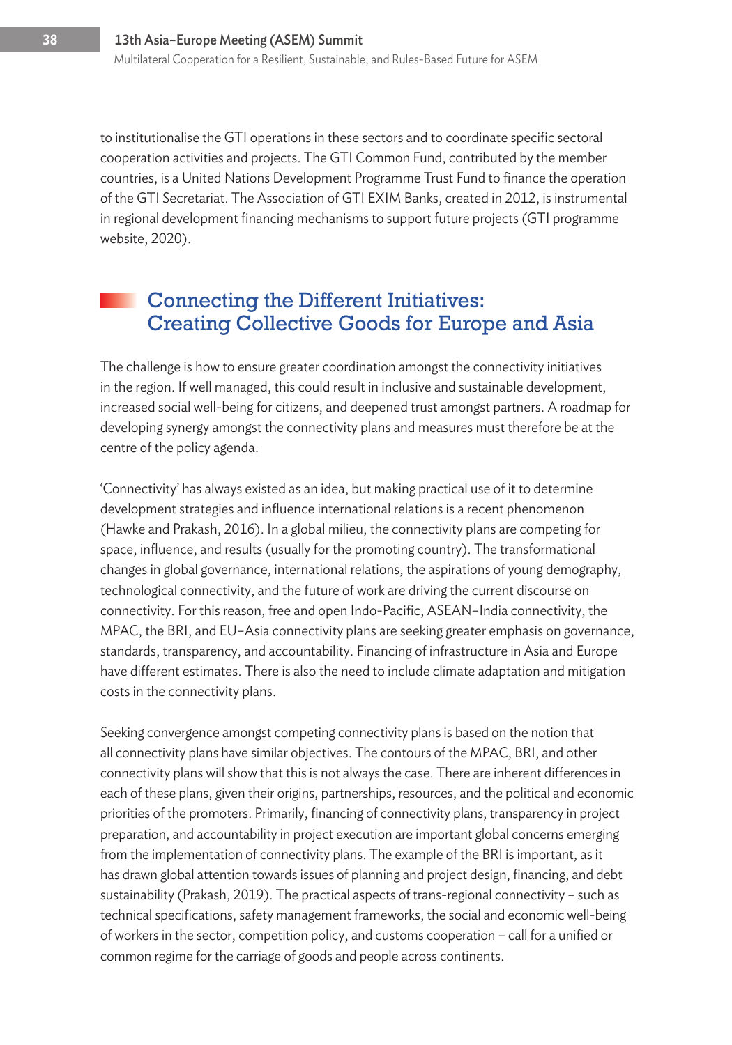to institutionalise the GTI operations in these sectors and to coordinate specific sectoral cooperation activities and projects. The GTI Common Fund, contributed by the member countries, is a United Nations Development Programme Trust Fund to finance the operation of the GTI Secretariat. The Association of GTI EXIM Banks, created in 2012, is instrumental in regional development financing mechanisms to support future projects (GTI programme website, 2020).

## Connecting the Different Initiatives: Creating Collective Goods for Europe and Asia

The challenge is how to ensure greater coordination amongst the connectivity initiatives in the region. If well managed, this could result in inclusive and sustainable development, increased social well-being for citizens, and deepened trust amongst partners. A roadmap for developing synergy amongst the connectivity plans and measures must therefore be at the centre of the policy agenda.

'Connectivity' has always existed as an idea, but making practical use of it to determine development strategies and influence international relations is a recent phenomenon (Hawke and Prakash, 2016). In a global milieu, the connectivity plans are competing for space, influence, and results (usually for the promoting country). The transformational changes in global governance, international relations, the aspirations of young demography, technological connectivity, and the future of work are driving the current discourse on connectivity. For this reason, free and open Indo-Pacific, ASEAN–India connectivity, the MPAC, the BRI, and EU–Asia connectivity plans are seeking greater emphasis on governance, standards, transparency, and accountability. Financing of infrastructure in Asia and Europe have different estimates. There is also the need to include climate adaptation and mitigation costs in the connectivity plans.

Seeking convergence amongst competing connectivity plans is based on the notion that all connectivity plans have similar objectives. The contours of the MPAC, BRI, and other connectivity plans will show that this is not always the case. There are inherent differences in each of these plans, given their origins, partnerships, resources, and the political and economic priorities of the promoters. Primarily, financing of connectivity plans, transparency in project preparation, and accountability in project execution are important global concerns emerging from the implementation of connectivity plans. The example of the BRI is important, as it has drawn global attention towards issues of planning and project design, financing, and debt sustainability (Prakash, 2019). The practical aspects of trans-regional connectivity – such as technical specifications, safety management frameworks, the social and economic well-being of workers in the sector, competition policy, and customs cooperation – call for a unified or common regime for the carriage of goods and people across continents.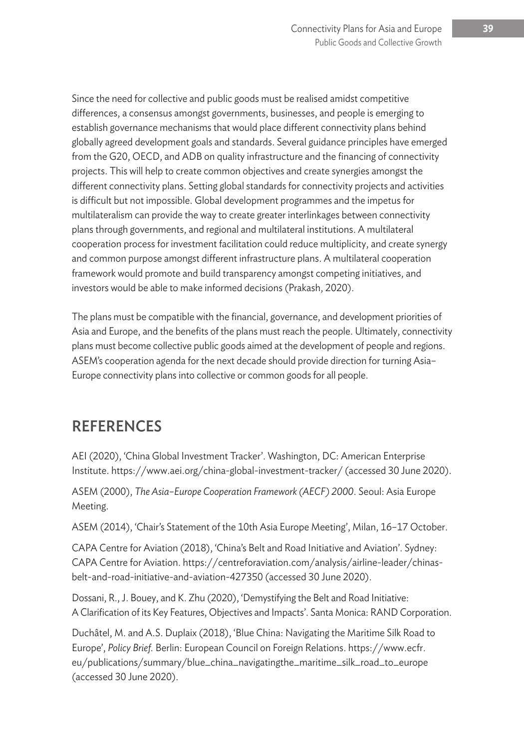Since the need for collective and public goods must be realised amidst competitive differences, a consensus amongst governments, businesses, and people is emerging to establish governance mechanisms that would place different connectivity plans behind globally agreed development goals and standards. Several guidance principles have emerged from the G20, OECD, and ADB on quality infrastructure and the financing of connectivity projects. This will help to create common objectives and create synergies amongst the different connectivity plans. Setting global standards for connectivity projects and activities is difficult but not impossible. Global development programmes and the impetus for multilateralism can provide the way to create greater interlinkages between connectivity plans through governments, and regional and multilateral institutions. A multilateral cooperation process for investment facilitation could reduce multiplicity, and create synergy and common purpose amongst different infrastructure plans. A multilateral cooperation framework would promote and build transparency amongst competing initiatives, and investors would be able to make informed decisions (Prakash, 2020).

The plans must be compatible with the financial, governance, and development priorities of Asia and Europe, and the benefits of the plans must reach the people. Ultimately, connectivity plans must become collective public goods aimed at the development of people and regions. ASEM's cooperation agenda for the next decade should provide direction for turning Asia–Europe connectivity plans into collective or common goods for all people.

## REFERENCES

AEI (2020), 'China Global Investment Tracker'. Washington, DC: American Enterprise Institute. https://www.aei.org/china-global-investment-tracker/ (accessed 30 June 2020).

ASEM (2000), *The Asia–Europe Cooperation Framework (AECF) 2000*. Seoul: Asia Europe Meeting.

ASEM (2014), 'Chair's Statement of the 10th Asia Europe Meeting', Milan, 16–17 October.

CAPA Centre for Aviation (2018), 'China's Belt and Road Initiative and Aviation'. Sydney: CAPA Centre for Aviation. https://centreforaviation.com/analysis/airline-leader/chinas-belt-and-road-initiative-and-aviation-427350 (accessed 30 June 2020).

Dossani, R., J. Bouey, and K. Zhu (2020), 'Demystifying the Belt and Road Initiative: A Clarification of its Key Features, Objectives and Impacts'. Santa Monica: RAND Corporation.

Duchâtel, M. and A.S. Duplaix (2018), 'Blue China: Navigating the Maritime Silk Road to Europe', *Policy Brief*. Berlin: European Council on Foreign Relations. https://www.ecfr.eu/publications/summary/blue_china_navigatingthe_maritime_silk_road_to_europe (accessed 30 June 2020).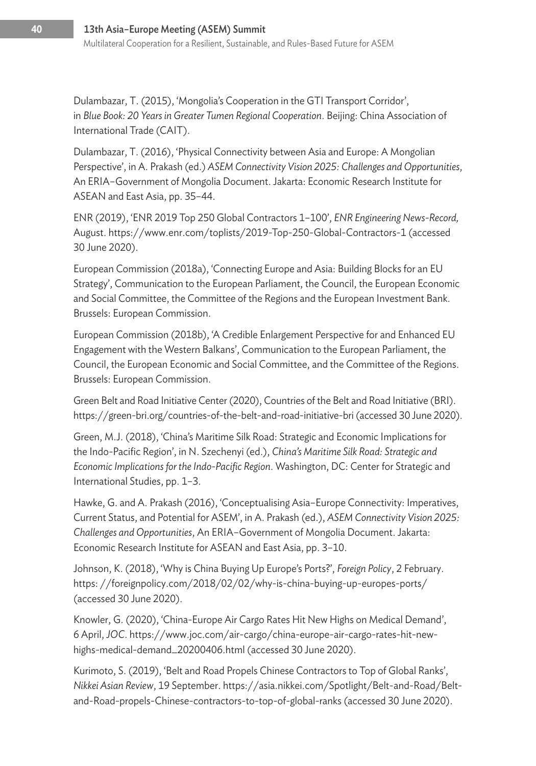Dulambazar, T. (2015), 'Mongolia's Cooperation in the GTI Transport Corridor', in *Blue Book: 20 Years in Greater Tumen Regional Cooperation*. Beijing: China Association of International Trade (CAIT).

Dulambazar, T. (2016), 'Physical Connectivity between Asia and Europe: A Mongolian Perspective', in A. Prakash (ed.) *ASEM Connectivity Vision 2025: Challenges and Opportunities*, An ERIA–Government of Mongolia Document. Jakarta: Economic Research Institute for ASEAN and East Asia, pp. 35–44.

ENR (2019), 'ENR 2019 Top 250 Global Contractors 1–100', *ENR Engineering News-Record,* August. https://www.enr.com/toplists/2019-Top-250-Global-Contractors-1 (accessed 30 June 2020).

European Commission (2018a), 'Connecting Europe and Asia: Building Blocks for an EU Strategy', Communication to the European Parliament, the Council, the European Economic and Social Committee, the Committee of the Regions and the European Investment Bank. Brussels: European Commission.

European Commission (2018b), 'A Credible Enlargement Perspective for and Enhanced EU Engagement with the Western Balkans', Communication to the European Parliament, the Council, the European Economic and Social Committee, and the Committee of the Regions. Brussels: European Commission.

Green Belt and Road Initiative Center (2020), Countries of the Belt and Road Initiative (BRI). https://green-bri.org/countries-of-the-belt-and-road-initiative-bri (accessed 30 June 2020).

Green, M.J. (2018), 'China's Maritime Silk Road: Strategic and Economic Implications for the Indo-Pacific Region', in N. Szechenyi (ed.), *China's Maritime Silk Road: Strategic and Economic Implications for the Indo-Pacific Region*. Washington, DC: Center for Strategic and International Studies, pp. 1–3.

Hawke, G. and A. Prakash (2016), 'Conceptualising Asia–Europe Connectivity: Imperatives, Current Status, and Potential for ASEM', in A. Prakash (ed.), *ASEM Connectivity Vision 2025: Challenges and Opportunities*, An ERIA–Government of Mongolia Document. Jakarta: Economic Research Institute for ASEAN and East Asia, pp. 3–10.

Johnson, K. (2018), 'Why is China Buying Up Europe's Ports?', *Foreign Policy*, 2 February. https: //foreignpolicy.com/2018/02/02/why-is-china-buying-up-europes-ports/ (accessed 30 June 2020).

Knowler, G. (2020), 'China-Europe Air Cargo Rates Hit New Highs on Medical Demand', 6 April, *JOC*. https://www.joc.com/air-cargo/china-europe-air-cargo-rates-hit-new-highs-medical-demand_20200406.html (accessed 30 June 2020).

Kurimoto, S. (2019), 'Belt and Road Propels Chinese Contractors to Top of Global Ranks', *Nikkei Asian Review*, 19 September. https://asia.nikkei.com/Spotlight/Belt-and-Road/Belt-and-Road-propels-Chinese-contractors-to-top-of-global-ranks (accessed 30 June 2020).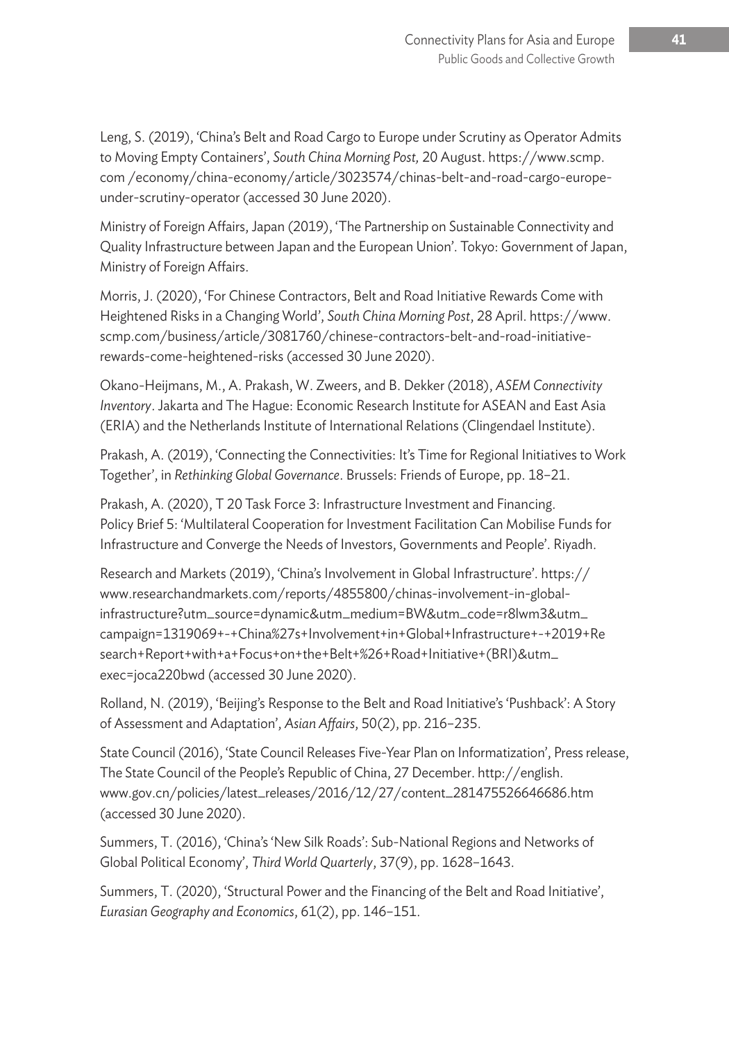Leng, S. (2019), 'China's Belt and Road Cargo to Europe under Scrutiny as Operator Admits to Moving Empty Containers', *South China Morning Post,* 20 August. https://www.scmp.com /economy/china-economy/article/3023574/chinas-belt-and-road-cargo-europe-under-scrutiny-operator (accessed 30 June 2020).

Ministry of Foreign Affairs, Japan (2019), 'The Partnership on Sustainable Connectivity and Quality Infrastructure between Japan and the European Union'. Tokyo: Government of Japan, Ministry of Foreign Affairs.

Morris, J. (2020), 'For Chinese Contractors, Belt and Road Initiative Rewards Come with Heightened Risks in a Changing World', *South China Morning Post*, 28 April. https://www.scmp.com/business/article/3081760/chinese-contractors-belt-and-road-initiative-rewards-come-heightened-risks (accessed 30 June 2020).

Okano-Heijmans, M., A. Prakash, W. Zweers, and B. Dekker (2018), *ASEM Connectivity Inventory*. Jakarta and The Hague: Economic Research Institute for ASEAN and East Asia (ERIA) and the Netherlands Institute of International Relations (Clingendael Institute).

Prakash, A. (2019), 'Connecting the Connectivities: It's Time for Regional Initiatives to Work Together', in *Rethinking Global Governance*. Brussels: Friends of Europe, pp. 18–21.

Prakash, A. (2020), T 20 Task Force 3: Infrastructure Investment and Financing. Policy Brief 5: 'Multilateral Cooperation for Investment Facilitation Can Mobilise Funds for Infrastructure and Converge the Needs of Investors, Governments and People'. Riyadh.

Research and Markets (2019), 'China's Involvement in Global Infrastructure'. https://www.researchandmarkets.com/reports/4855800/chinas-involvement-in-global-infrastructure?utm_source=dynamic&utm_medium=BW&utm_code=r8lwm3&utm_campaign=1319069+-+China%27s+Involvement+in+Global+Infrastructure+-+2019+Research+Report+with+a+Focus+on+the+Belt+%26+Road+Initiative+(BRI)&utm_exec=joca220bwd (accessed 30 June 2020).

Rolland, N. (2019), 'Beijing's Response to the Belt and Road Initiative's 'Pushback': A Story of Assessment and Adaptation', *Asian Affairs*, 50(2), pp. 216–235.

State Council (2016), 'State Council Releases Five-Year Plan on Informatization', Press release, The State Council of the People's Republic of China, 27 December. http://english.www.gov.cn/policies/latest_releases/2016/12/27/content_281475526646686.htm (accessed 30 June 2020).

Summers, T. (2016), 'China's 'New Silk Roads': Sub-National Regions and Networks of Global Political Economy', *Third World Quarterly*, 37(9), pp. 1628–1643.

Summers, T. (2020), 'Structural Power and the Financing of the Belt and Road Initiative', *Eurasian Geography and Economics*, 61(2), pp. 146–151.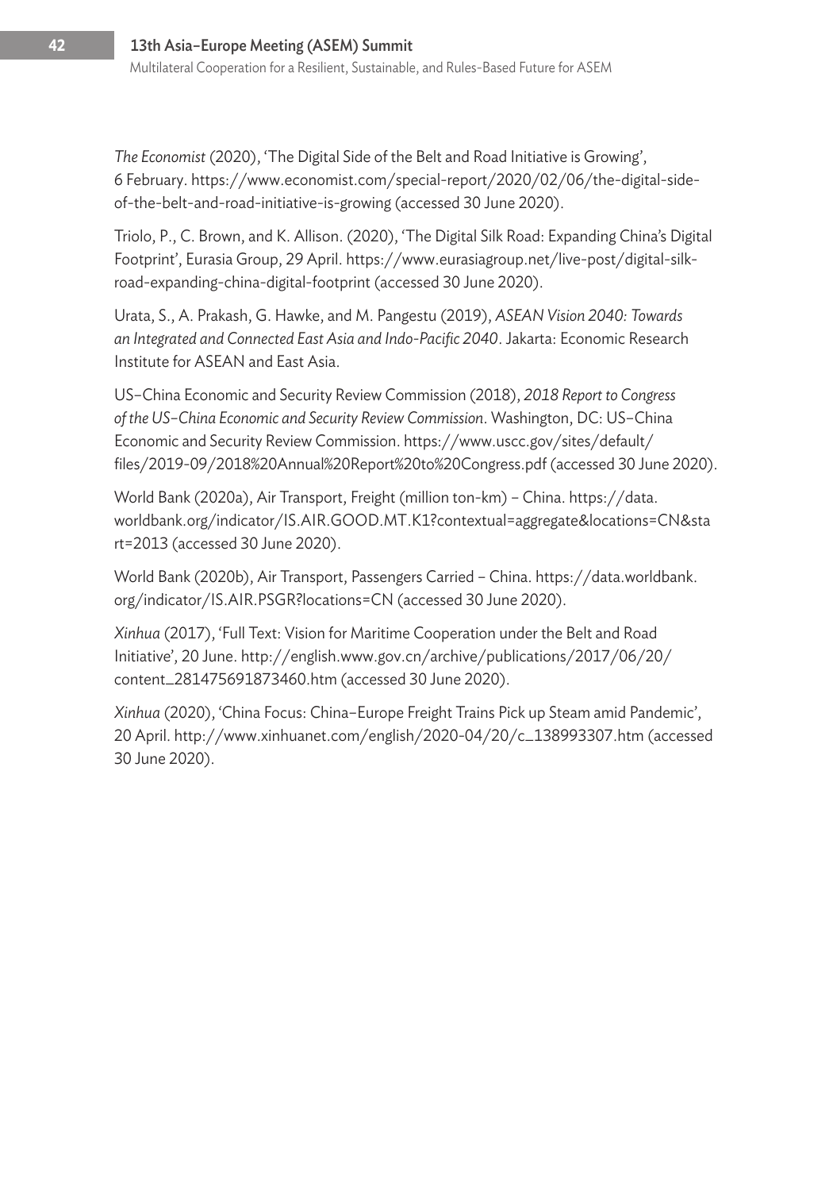*The Economist* (2020), 'The Digital Side of the Belt and Road Initiative is Growing', 6 February. https://www.economist.com/special-report/2020/02/06/the-digital-side-of-the-belt-and-road-initiative-is-growing (accessed 30 June 2020).

Triolo, P., C. Brown, and K. Allison. (2020), 'The Digital Silk Road: Expanding China's Digital Footprint', Eurasia Group, 29 April. https://www.eurasiagroup.net/live-post/digital-silk-road-expanding-china-digital-footprint (accessed 30 June 2020).

Urata, S., A. Prakash, G. Hawke, and M. Pangestu (2019), *ASEAN Vision 2040: Towards an Integrated and Connected East Asia and Indo-Pacific 2040*. Jakarta: Economic Research Institute for ASEAN and East Asia.

US–China Economic and Security Review Commission (2018), *2018 Report to Congress of the US–China Economic and Security Review Commission*. Washington, DC: US–China Economic and Security Review Commission. https://www.uscc.gov/sites/default/files/2019-09/2018%20Annual%20Report%20to%20Congress.pdf (accessed 30 June 2020).

World Bank (2020a), Air Transport, Freight (million ton-km) – China. https://data.worldbank.org/indicator/IS.AIR.GOOD.MT.K1?contextual=aggregate&locations=CN&start=2013 (accessed 30 June 2020).

World Bank (2020b), Air Transport, Passengers Carried – China. https://data.worldbank.org/indicator/IS.AIR.PSGR?locations=CN (accessed 30 June 2020).

*Xinhua* (2017), 'Full Text: Vision for Maritime Cooperation under the Belt and Road Initiative', 20 June. http://english.www.gov.cn/archive/publications/2017/06/20/content_281475691873460.htm (accessed 30 June 2020).

*Xinhua* (2020), 'China Focus: China–Europe Freight Trains Pick up Steam amid Pandemic', 20 April. http://www.xinhuanet.com/english/2020-04/20/c_138993307.htm (accessed 30 June 2020).